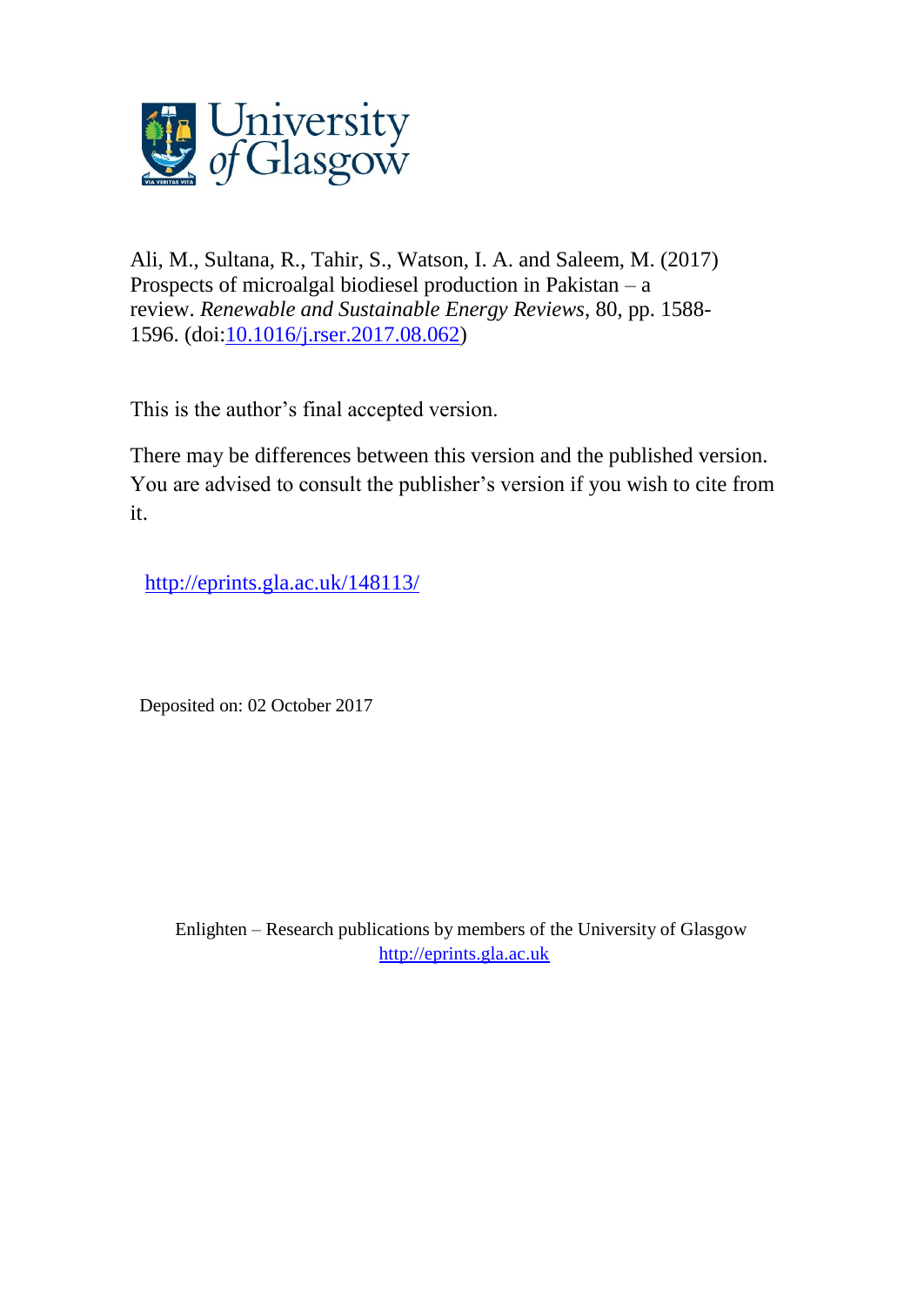Ali, M., Sultana, R., Tahir, S., Watson, I. A. and Saleem, M. (2017) Prospects of microalgal biodiesel production in Pakistan – a review. *Renewable and Sustainable Energy Reviews*, 80, pp. 1588-1596. (doi:[10.1016/j.rser.2017.08.062](https://doi.org/10.1016/j.rser.2017.08.062))

This is the author's final accepted version.

There may be differences between this version and the published version. You are advised to consult the publisher's version if you wish to cite from it.

http://eprints.gla.ac.uk/148113/

Deposited on: 02 October 2017

Enlighten – Research publications by members of the University of Glasgow
http://eprints.gla.ac.uk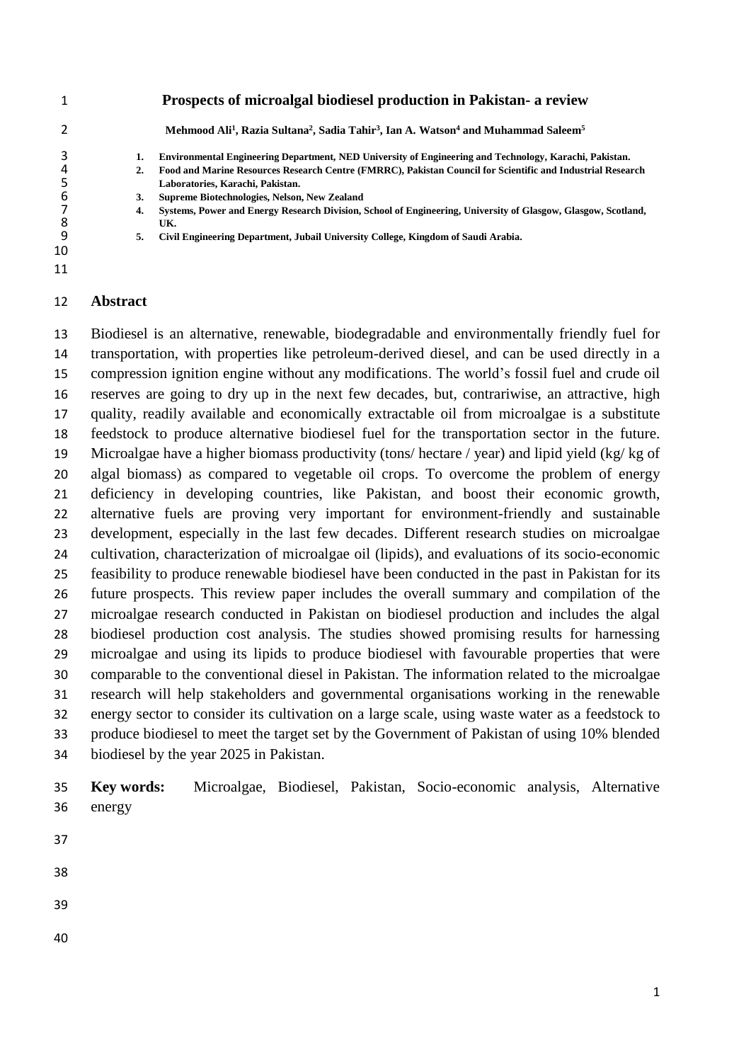# Prospects of microalgal biodiesel production in Pakistan- a review

**Mehmood Ali[1], Razia Sultana[2], Sadia Tahir[3], Ian A. Watson[4] and Muhammad Saleem[5]**

1. **Environmental Engineering Department, NED University of Engineering and Technology, Karachi, Pakistan.**
2. **Food and Marine Resources Research Centre (FMRRC), Pakistan Council for Scientific and Industrial Research Laboratories, Karachi, Pakistan.**
3. **Supreme Biotechnologies, Nelson, New Zealand**
4. **Systems, Power and Energy Research Division, School of Engineering, University of Glasgow, Glasgow, Scotland, UK.**
5. **Civil Engineering Department, Jubail University College, Kingdom of Saudi Arabia.**

## Abstract

Biodiesel is an alternative, renewable, biodegradable and environmentally friendly fuel for transportation, with properties like petroleum-derived diesel, and can be used directly in a compression ignition engine without any modifications. The world's fossil fuel and crude oil reserves are going to dry up in the next few decades, but, contrariwise, an attractive, high quality, readily available and economically extractable oil from microalgae is a substitute feedstock to produce alternative biodiesel fuel for the transportation sector in the future. Microalgae have a higher biomass productivity (tons/ hectare / year) and lipid yield (kg/ kg of algal biomass) as compared to vegetable oil crops. To overcome the problem of energy deficiency in developing countries, like Pakistan, and boost their economic growth, alternative fuels are proving very important for environment-friendly and sustainable development, especially in the last few decades. Different research studies on microalgae cultivation, characterization of microalgae oil (lipids), and evaluations of its socio-economic feasibility to produce renewable biodiesel have been conducted in the past in Pakistan for its future prospects. This review paper includes the overall summary and compilation of the microalgae research conducted in Pakistan on biodiesel production and includes the algal biodiesel production cost analysis. The studies showed promising results for harnessing microalgae and using its lipids to produce biodiesel with favourable properties that were comparable to the conventional diesel in Pakistan. The information related to the microalgae research will help stakeholders and governmental organisations working in the renewable energy sector to consider its cultivation on a large scale, using waste water as a feedstock to produce biodiesel to meet the target set by the Government of Pakistan of using 10% blended biodiesel by the year 2025 in Pakistan.

**Key words:** Microalgae, Biodiesel, Pakistan, Socio-economic analysis, Alternative energy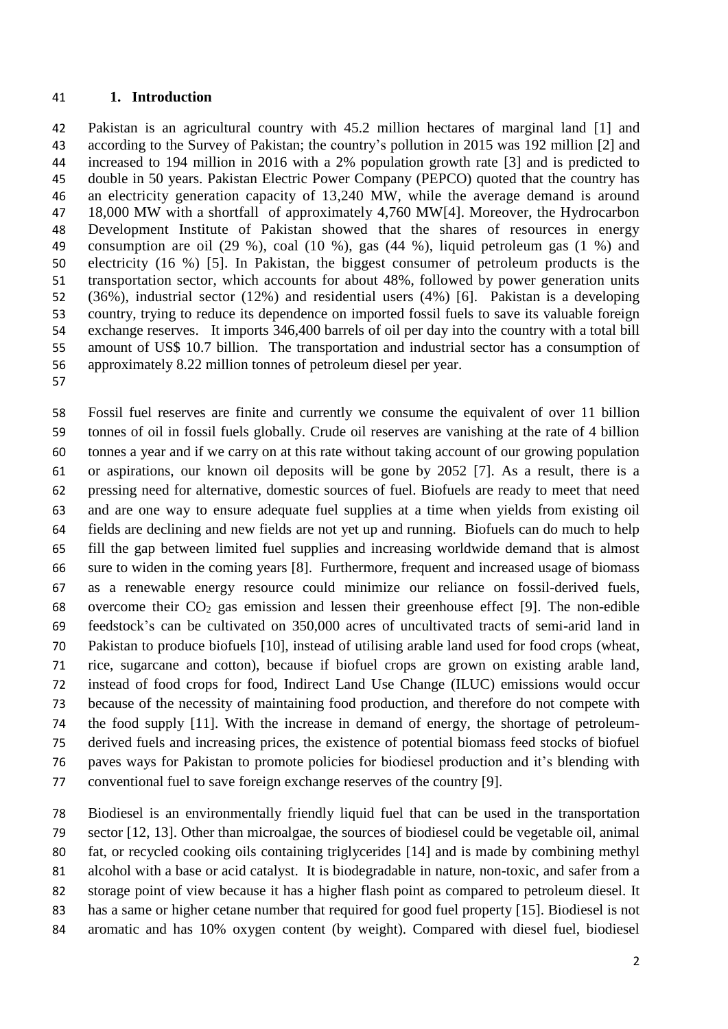## 1. Introduction

Pakistan is an agricultural country with 45.2 million hectares of marginal land [1] and according to the Survey of Pakistan; the country's pollution in 2015 was 192 million [2] and increased to 194 million in 2016 with a 2% population growth rate [3] and is predicted to double in 50 years. Pakistan Electric Power Company (PEPCO) quoted that the country has an electricity generation capacity of 13,240 MW, while the average demand is around 18,000 MW with a shortfall of approximately 4,760 MW[4]. Moreover, the Hydrocarbon Development Institute of Pakistan showed that the shares of resources in energy consumption are oil (29 %), coal (10 %), gas (44 %), liquid petroleum gas (1 %) and electricity (16 %) [5]. In Pakistan, the biggest consumer of petroleum products is the transportation sector, which accounts for about 48%, followed by power generation units (36%), industrial sector (12%) and residential users (4%) [6]. Pakistan is a developing country, trying to reduce its dependence on imported fossil fuels to save its valuable foreign exchange reserves. It imports 346,400 barrels of oil per day into the country with a total bill amount of US$ 10.7 billion. The transportation and industrial sector has a consumption of approximately 8.22 million tonnes of petroleum diesel per year.

Fossil fuel reserves are finite and currently we consume the equivalent of over 11 billion tonnes of oil in fossil fuels globally. Crude oil reserves are vanishing at the rate of 4 billion tonnes a year and if we carry on at this rate without taking account of our growing population or aspirations, our known oil deposits will be gone by 2052 [7]. As a result, there is a pressing need for alternative, domestic sources of fuel. Biofuels are ready to meet that need and are one way to ensure adequate fuel supplies at a time when yields from existing oil fields are declining and new fields are not yet up and running. Biofuels can do much to help fill the gap between limited fuel supplies and increasing worldwide demand that is almost sure to widen in the coming years [8]. Furthermore, frequent and increased usage of biomass as a renewable energy resource could minimize our reliance on fossil-derived fuels, overcome their $CO_2$ gas emission and lessen their greenhouse effect [9]. The non-edible feedstock's can be cultivated on 350,000 acres of uncultivated tracts of semi-arid land in Pakistan to produce biofuels [10], instead of utilising arable land used for food crops (wheat, rice, sugarcane and cotton), because if biofuel crops are grown on existing arable land, instead of food crops for food, Indirect Land Use Change (ILUC) emissions would occur because of the necessity of maintaining food production, and therefore do not compete with the food supply [11]. With the increase in demand of energy, the shortage of petroleum-derived fuels and increasing prices, the existence of potential biomass feed stocks of biofuel paves ways for Pakistan to promote policies for biodiesel production and it's blending with conventional fuel to save foreign exchange reserves of the country [9].

Biodiesel is an environmentally friendly liquid fuel that can be used in the transportation sector [12, 13]. Other than microalgae, the sources of biodiesel could be vegetable oil, animal fat, or recycled cooking oils containing triglycerides [14] and is made by combining methyl alcohol with a base or acid catalyst. It is biodegradable in nature, non-toxic, and safer from a storage point of view because it has a higher flash point as compared to petroleum diesel. It has a same or higher cetane number that required for good fuel property [15]. Biodiesel is not aromatic and has 10% oxygen content (by weight). Compared with diesel fuel, biodiesel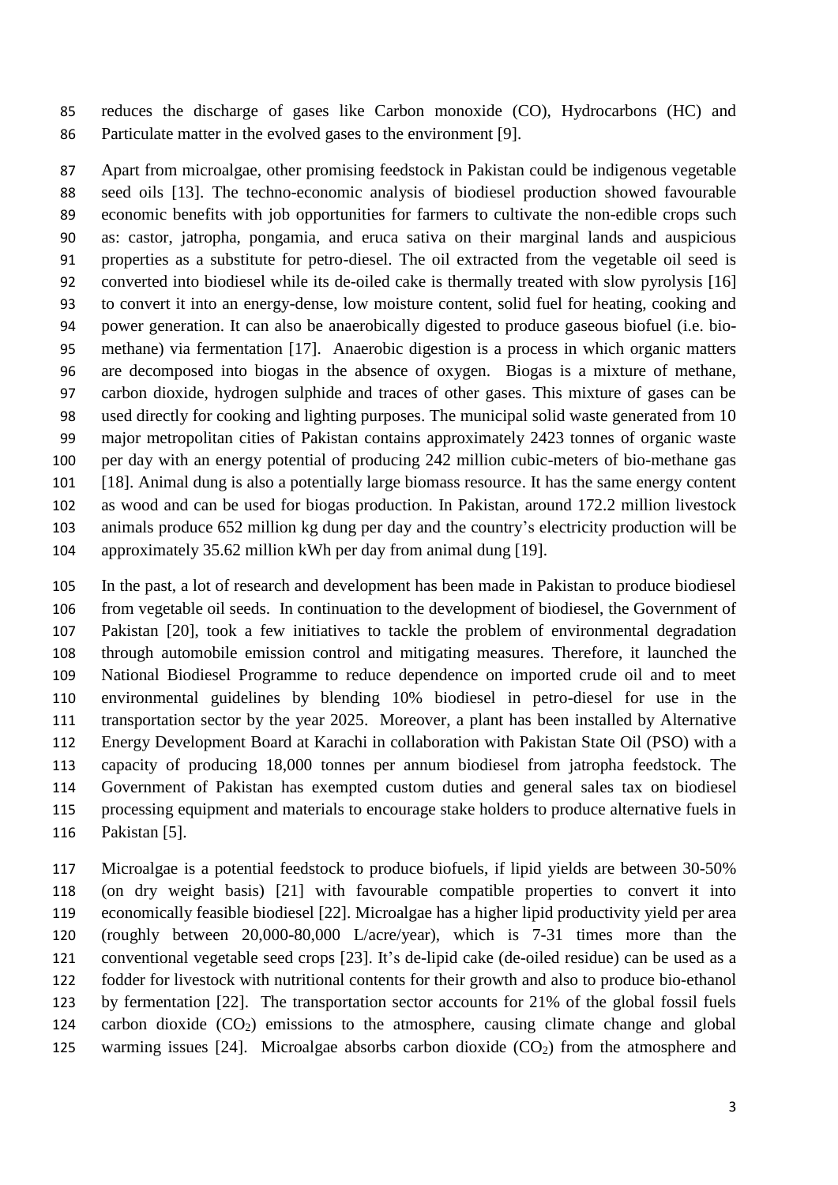reduces the discharge of gases like Carbon monoxide (CO), Hydrocarbons (HC) and Particulate matter in the evolved gases to the environment [9].

Apart from microalgae, other promising feedstock in Pakistan could be indigenous vegetable seed oils [13]. The techno-economic analysis of biodiesel production showed favourable economic benefits with job opportunities for farmers to cultivate the non-edible crops such as: castor, jatropha, pongamia, and eruca sativa on their marginal lands and auspicious properties as a substitute for petro-diesel. The oil extracted from the vegetable oil seed is converted into biodiesel while its de-oiled cake is thermally treated with slow pyrolysis [16] to convert it into an energy-dense, low moisture content, solid fuel for heating, cooking and power generation. It can also be anaerobically digested to produce gaseous biofuel (i.e. bio-methane) via fermentation [17]. Anaerobic digestion is a process in which organic matters are decomposed into biogas in the absence of oxygen. Biogas is a mixture of methane, carbon dioxide, hydrogen sulphide and traces of other gases. This mixture of gases can be used directly for cooking and lighting purposes. The municipal solid waste generated from 10 major metropolitan cities of Pakistan contains approximately 2423 tonnes of organic waste per day with an energy potential of producing 242 million cubic-meters of bio-methane gas [18]. Animal dung is also a potentially large biomass resource. It has the same energy content as wood and can be used for biogas production. In Pakistan, around 172.2 million livestock animals produce 652 million kg dung per day and the country's electricity production will be approximately 35.62 million kWh per day from animal dung [19].

In the past, a lot of research and development has been made in Pakistan to produce biodiesel from vegetable oil seeds. In continuation to the development of biodiesel, the Government of Pakistan [20], took a few initiatives to tackle the problem of environmental degradation through automobile emission control and mitigating measures. Therefore, it launched the National Biodiesel Programme to reduce dependence on imported crude oil and to meet environmental guidelines by blending 10% biodiesel in petro-diesel for use in the transportation sector by the year 2025. Moreover, a plant has been installed by Alternative Energy Development Board at Karachi in collaboration with Pakistan State Oil (PSO) with a capacity of producing 18,000 tonnes per annum biodiesel from jatropha feedstock. The Government of Pakistan has exempted custom duties and general sales tax on biodiesel processing equipment and materials to encourage stake holders to produce alternative fuels in Pakistan [5].

Microalgae is a potential feedstock to produce biofuels, if lipid yields are between 30-50% (on dry weight basis) [21] with favourable compatible properties to convert it into economically feasible biodiesel [22]. Microalgae has a higher lipid productivity yield per area (roughly between 20,000-80,000 L/acre/year), which is 7-31 times more than the conventional vegetable seed crops [23]. It's de-lipid cake (de-oiled residue) can be used as a fodder for livestock with nutritional contents for their growth and also to produce bio-ethanol by fermentation [22]. The transportation sector accounts for 21% of the global fossil fuels carbon dioxide ($CO_2$) emissions to the atmosphere, causing climate change and global warming issues [24]. Microalgae absorbs carbon dioxide ($CO_2$) from the atmosphere and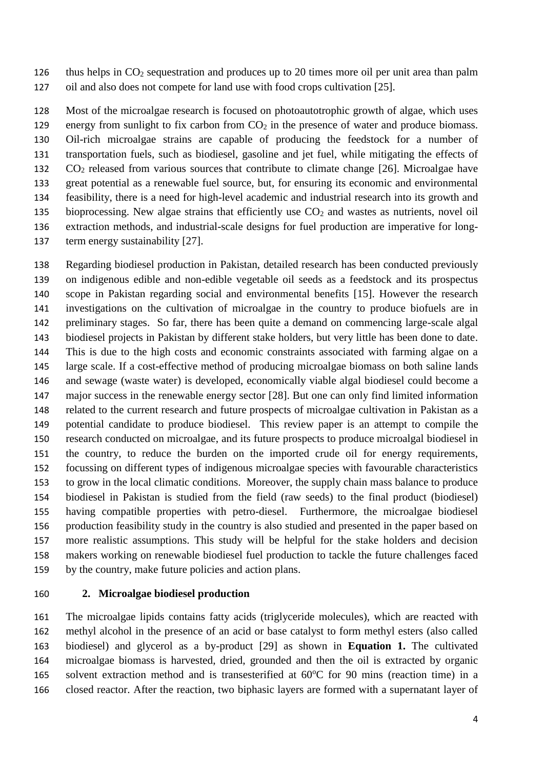thus helps in $CO_2$ sequestration and produces up to 20 times more oil per unit area than palm oil and also does not compete for land use with food crops cultivation [25].

Most of the microalgae research is focused on photoautotrophic growth of algae, which uses energy from sunlight to fix carbon from $CO_2$ in the presence of water and produce biomass. Oil-rich microalgae strains are capable of producing the feedstock for a number of transportation fuels, such as biodiesel, gasoline and jet fuel, while mitigating the effects of $CO_2$ released from various sources that contribute to climate change [26]. Microalgae have great potential as a renewable fuel source, but, for ensuring its economic and environmental feasibility, there is a need for high-level academic and industrial research into its growth and bioprocessing. New algae strains that efficiently use $CO_2$ and wastes as nutrients, novel oil extraction methods, and industrial-scale designs for fuel production are imperative for long-term energy sustainability [27].

Regarding biodiesel production in Pakistan, detailed research has been conducted previously on indigenous edible and non-edible vegetable oil seeds as a feedstock and its prospectus scope in Pakistan regarding social and environmental benefits [15]. However the research investigations on the cultivation of microalgae in the country to produce biofuels are in preliminary stages. So far, there has been quite a demand on commencing large-scale algal biodiesel projects in Pakistan by different stake holders, but very little has been done to date. This is due to the high costs and economic constraints associated with farming algae on a large scale. If a cost-effective method of producing microalgae biomass on both saline lands and sewage (waste water) is developed, economically viable algal biodiesel could become a major success in the renewable energy sector [28]. But one can only find limited information related to the current research and future prospects of microalgae cultivation in Pakistan as a potential candidate to produce biodiesel. This review paper is an attempt to compile the research conducted on microalgae, and its future prospects to produce microalgal biodiesel in the country, to reduce the burden on the imported crude oil for energy requirements, focussing on different types of indigenous microalgae species with favourable characteristics to grow in the local climatic conditions. Moreover, the supply chain mass balance to produce biodiesel in Pakistan is studied from the field (raw seeds) to the final product (biodiesel) having compatible properties with petro-diesel. Furthermore, the microalgae biodiesel production feasibility study in the country is also studied and presented in the paper based on more realistic assumptions. This study will be helpful for the stake holders and decision makers working on renewable biodiesel fuel production to tackle the future challenges faced by the country, make future policies and action plans.

## 2. Microalgae biodiesel production

The microalgae lipids contains fatty acids (triglyceride molecules), which are reacted with methyl alcohol in the presence of an acid or base catalyst to form methyl esters (also called biodiesel) and glycerol as a by-product [29] as shown in **Equation 1.** The cultivated microalgae biomass is harvested, dried, grounded and then the oil is extracted by organic solvent extraction method and is transesterified at $60^{o}C$ for 90 mins (reaction time) in a closed reactor. After the reaction, two biphasic layers are formed with a supernatant layer of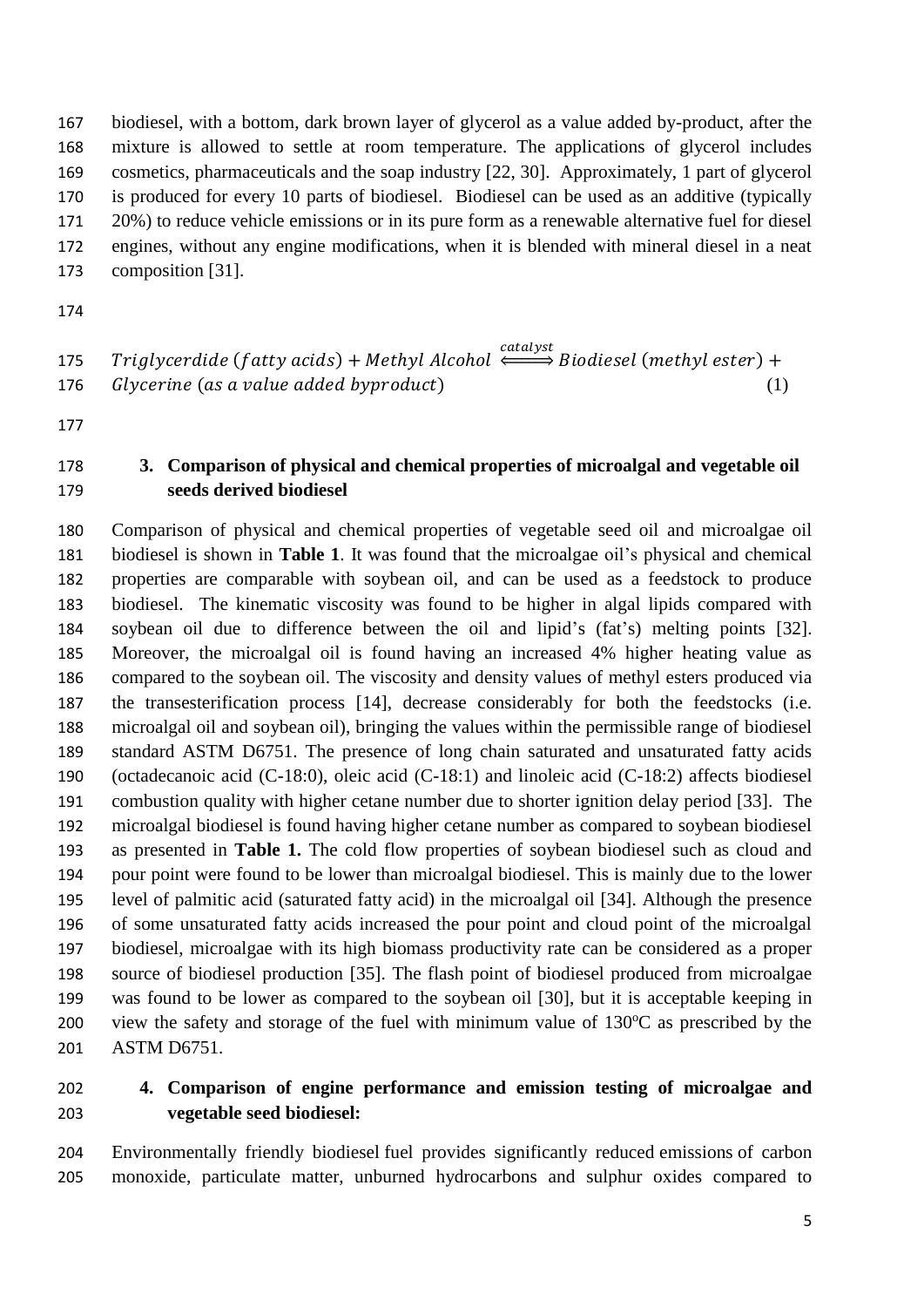biodiesel, with a bottom, dark brown layer of glycerol as a value added by-product, after the mixture is allowed to settle at room temperature. The applications of glycerol includes cosmetics, pharmaceuticals and the soap industry [22, 30]. Approximately, 1 part of glycerol is produced for every 10 parts of biodiesel. Biodiesel can be used as an additive (typically 20%) to reduce vehicle emissions or in its pure form as a renewable alternative fuel for diesel engines, without any engine modifications, when it is blended with mineral diesel in a neat composition [31].

$$Triglycerdide\ (fatty\ acids) + Methyl\ Alcohol \overset{catalyst}{\Longleftrightarrow} Biodiesel\ (methyl\ ester) + Glycerine\ (as\ a\ value\ added\ byproduct) \qquad (1)$$

## 3. Comparison of physical and chemical properties of microalgal and vegetable oil seeds derived biodiesel

Comparison of physical and chemical properties of vegetable seed oil and microalgae oil biodiesel is shown in **Table 1**. It was found that the microalgae oil's physical and chemical properties are comparable with soybean oil, and can be used as a feedstock to produce biodiesel. The kinematic viscosity was found to be higher in algal lipids compared with soybean oil due to difference between the oil and lipid's (fat's) melting points [32]. Moreover, the microalgal oil is found having an increased 4% higher heating value as compared to the soybean oil. The viscosity and density values of methyl esters produced via the transesterification process [14], decrease considerably for both the feedstocks (i.e. microalgal oil and soybean oil), bringing the values within the permissible range of biodiesel standard ASTM D6751. The presence of long chain saturated and unsaturated fatty acids (octadecanoic acid (C-18:0), oleic acid (C-18:1) and linoleic acid (C-18:2) affects biodiesel combustion quality with higher cetane number due to shorter ignition delay period [33]. The microalgal biodiesel is found having higher cetane number as compared to soybean biodiesel as presented in **Table 1.** The cold flow properties of soybean biodiesel such as cloud and pour point were found to be lower than microalgal biodiesel. This is mainly due to the lower level of palmitic acid (saturated fatty acid) in the microalgal oil [34]. Although the presence of some unsaturated fatty acids increased the pour point and cloud point of the microalgal biodiesel, microalgae with its high biomass productivity rate can be considered as a proper source of biodiesel production [35]. The flash point of biodiesel produced from microalgae was found to be lower as compared to the soybean oil [30], but it is acceptable keeping in view the safety and storage of the fuel with minimum value of 130°C as prescribed by the ASTM D6751.

## 4. Comparison of engine performance and emission testing of microalgae and vegetable seed biodiesel:

Environmentally friendly biodiesel fuel provides significantly reduced emissions of carbon monoxide, particulate matter, unburned hydrocarbons and sulphur oxides compared to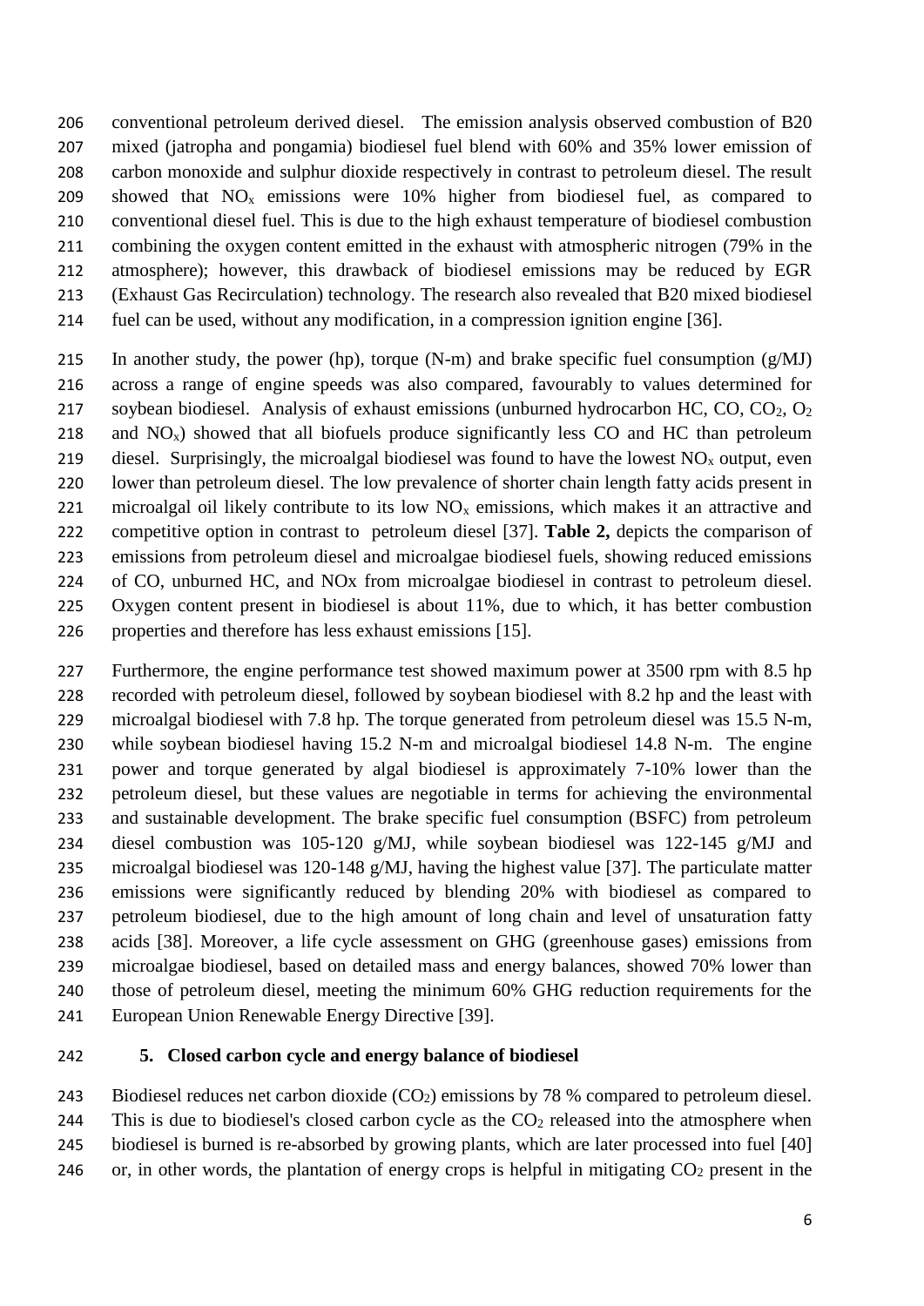conventional petroleum derived diesel. The emission analysis observed combustion of B20 mixed (jatropha and pongamia) biodiesel fuel blend with 60% and 35% lower emission of carbon monoxide and sulphur dioxide respectively in contrast to petroleum diesel. The result showed that $NO_x$ emissions were 10% higher from biodiesel fuel, as compared to conventional diesel fuel. This is due to the high exhaust temperature of biodiesel combustion combining the oxygen content emitted in the exhaust with atmospheric nitrogen (79% in the atmosphere); however, this drawback of biodiesel emissions may be reduced by EGR (Exhaust Gas Recirculation) technology. The research also revealed that B20 mixed biodiesel fuel can be used, without any modification, in a compression ignition engine [36].

In another study, the power (hp), torque (N-m) and brake specific fuel consumption (g/MJ) across a range of engine speeds was also compared, favourably to values determined for soybean biodiesel. Analysis of exhaust emissions (unburned hydrocarbon HC, CO, $CO_2$, $O_2$ and $NO_x$) showed that all biofuels produce significantly less CO and HC than petroleum diesel. Surprisingly, the microalgal biodiesel was found to have the lowest $NO_x$ output, even lower than petroleum diesel. The low prevalence of shorter chain length fatty acids present in microalgal oil likely contribute to its low $NO_x$ emissions, which makes it an attractive and competitive option in contrast to petroleum diesel [37]. **Table 2,** depicts the comparison of emissions from petroleum diesel and microalgae biodiesel fuels, showing reduced emissions of CO, unburned HC, and NOx from microalgae biodiesel in contrast to petroleum diesel. Oxygen content present in biodiesel is about 11%, due to which, it has better combustion properties and therefore has less exhaust emissions [15].

Furthermore, the engine performance test showed maximum power at 3500 rpm with 8.5 hp recorded with petroleum diesel, followed by soybean biodiesel with 8.2 hp and the least with microalgal biodiesel with 7.8 hp. The torque generated from petroleum diesel was 15.5 N-m, while soybean biodiesel having 15.2 N-m and microalgal biodiesel 14.8 N-m. The engine power and torque generated by algal biodiesel is approximately 7-10% lower than the petroleum diesel, but these values are negotiable in terms for achieving the environmental and sustainable development. The brake specific fuel consumption (BSFC) from petroleum diesel combustion was 105-120 g/MJ, while soybean biodiesel was 122-145 g/MJ and microalgal biodiesel was 120-148 g/MJ, having the highest value [37]. The particulate matter emissions were significantly reduced by blending 20% with biodiesel as compared to petroleum biodiesel, due to the high amount of long chain and level of unsaturation fatty acids [38]. Moreover, a life cycle assessment on GHG (greenhouse gases) emissions from microalgae biodiesel, based on detailed mass and energy balances, showed 70% lower than those of petroleum diesel, meeting the minimum 60% GHG reduction requirements for the European Union Renewable Energy Directive [39].

## 5. Closed carbon cycle and energy balance of biodiesel

Biodiesel reduces net carbon dioxide ($CO_2$) emissions by 78 % compared to petroleum diesel. This is due to biodiesel's closed carbon cycle as the $CO_2$ released into the atmosphere when biodiesel is burned is re-absorbed by growing plants, which are later processed into fuel [40] or, in other words, the plantation of energy crops is helpful in mitigating $CO_2$ present in the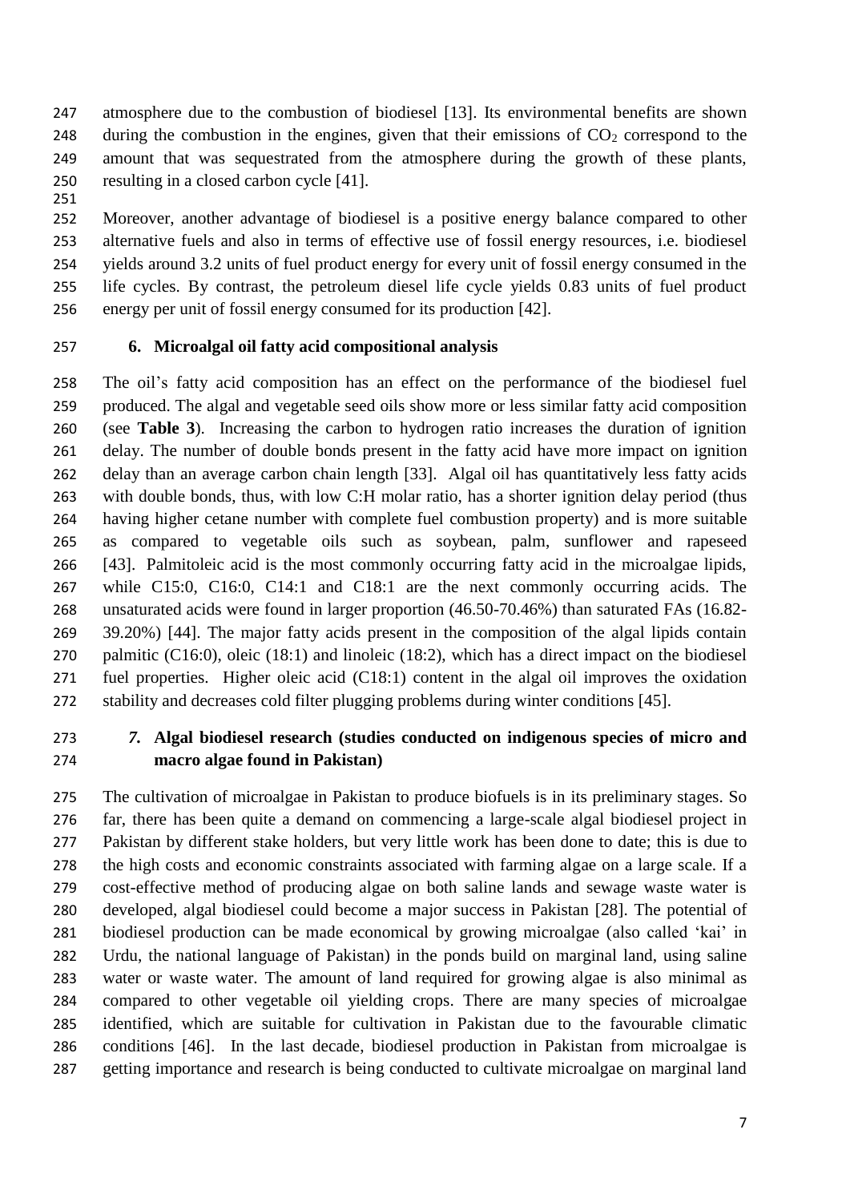atmosphere due to the combustion of biodiesel [13]. Its environmental benefits are shown during the combustion in the engines, given that their emissions of $CO_2$ correspond to the amount that was sequestrated from the atmosphere during the growth of these plants, resulting in a closed carbon cycle [41].

Moreover, another advantage of biodiesel is a positive energy balance compared to other alternative fuels and also in terms of effective use of fossil energy resources, i.e. biodiesel yields around 3.2 units of fuel product energy for every unit of fossil energy consumed in the life cycles. By contrast, the petroleum diesel life cycle yields 0.83 units of fuel product energy per unit of fossil energy consumed for its production [42].

## 6. Microalgal oil fatty acid compositional analysis

The oil's fatty acid composition has an effect on the performance of the biodiesel fuel produced. The algal and vegetable seed oils show more or less similar fatty acid composition (see **Table 3**). Increasing the carbon to hydrogen ratio increases the duration of ignition delay. The number of double bonds present in the fatty acid have more impact on ignition delay than an average carbon chain length [33]. Algal oil has quantitatively less fatty acids with double bonds, thus, with low C:H molar ratio, has a shorter ignition delay period (thus having higher cetane number with complete fuel combustion property) and is more suitable as compared to vegetable oils such as soybean, palm, sunflower and rapeseed [43]. Palmitoleic acid is the most commonly occurring fatty acid in the microalgae lipids, while C15:0, C16:0, C14:1 and C18:1 are the next commonly occurring acids. The unsaturated acids were found in larger proportion (46.50-70.46%) than saturated FAs (16.82-39.20%) [44]. The major fatty acids present in the composition of the algal lipids contain palmitic (C16:0), oleic (18:1) and linoleic (18:2), which has a direct impact on the biodiesel fuel properties. Higher oleic acid (C18:1) content in the algal oil improves the oxidation stability and decreases cold filter plugging problems during winter conditions [45].

## *7.* Algal biodiesel research (studies conducted on indigenous species of micro and macro algae found in Pakistan)

The cultivation of microalgae in Pakistan to produce biofuels is in its preliminary stages. So far, there has been quite a demand on commencing a large-scale algal biodiesel project in Pakistan by different stake holders, but very little work has been done to date; this is due to the high costs and economic constraints associated with farming algae on a large scale. If a cost-effective method of producing algae on both saline lands and sewage waste water is developed, algal biodiesel could become a major success in Pakistan [28]. The potential of biodiesel production can be made economical by growing microalgae (also called 'kai' in Urdu, the national language of Pakistan) in the ponds build on marginal land, using saline water or waste water. The amount of land required for growing algae is also minimal as compared to other vegetable oil yielding crops. There are many species of microalgae identified, which are suitable for cultivation in Pakistan due to the favourable climatic conditions [46]. In the last decade, biodiesel production in Pakistan from microalgae is getting importance and research is being conducted to cultivate microalgae on marginal land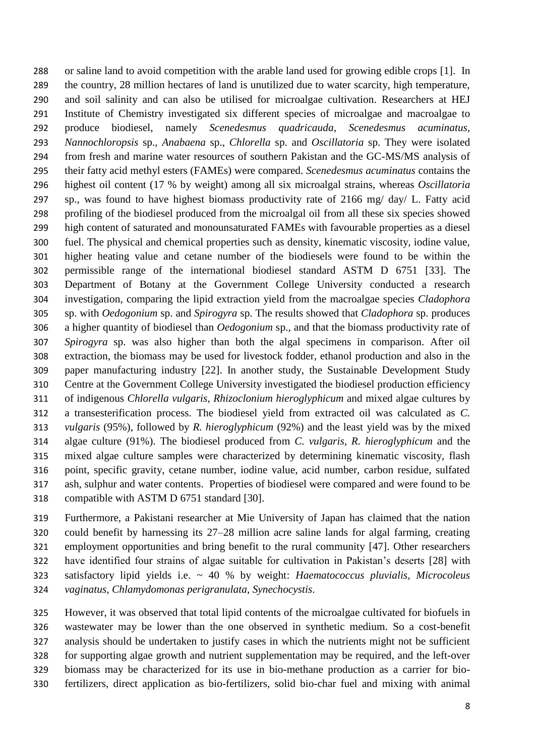or saline land to avoid competition with the arable land used for growing edible crops [1]. In the country, 28 million hectares of land is unutilized due to water scarcity, high temperature, and soil salinity and can also be utilised for microalgae cultivation. Researchers at HEJ Institute of Chemistry investigated six different species of microalgae and macroalgae to produce biodiesel, namely *Scenedesmus quadricauda*, *Scenedesmus acuminatus*, *Nannochloropsis* sp., *Anabaena* sp., *Chlorella* sp. and *Oscillatoria* sp. They were isolated from fresh and marine water resources of southern Pakistan and the GC-MS/MS analysis of their fatty acid methyl esters (FAMEs) were compared. *Scenedesmus acuminatus* contains the highest oil content (17 % by weight) among all six microalgal strains, whereas *Oscillatoria* sp., was found to have highest biomass productivity rate of 2166 mg/ day/ L. Fatty acid profiling of the biodiesel produced from the microalgal oil from all these six species showed high content of saturated and monounsaturated FAMEs with favourable properties as a diesel fuel. The physical and chemical properties such as density, kinematic viscosity, iodine value, higher heating value and cetane number of the biodiesels were found to be within the permissible range of the international biodiesel standard ASTM D 6751 [33]. The Department of Botany at the Government College University conducted a research investigation, comparing the lipid extraction yield from the macroalgae species *Cladophora* sp. with *Oedogonium* sp. and *Spirogyra* sp. The results showed that *Cladophora* sp. produces a higher quantity of biodiesel than *Oedogonium* sp., and that the biomass productivity rate of *Spirogyra* sp. was also higher than both the algal specimens in comparison. After oil extraction, the biomass may be used for livestock fodder, ethanol production and also in the paper manufacturing industry [22]. In another study, the Sustainable Development Study Centre at the Government College University investigated the biodiesel production efficiency of indigenous *Chlorella vulgaris*, *Rhizoclonium hieroglyphicum* and mixed algae cultures by a transesterification process. The biodiesel yield from extracted oil was calculated as *C. vulgaris* (95%), followed by *R. hieroglyphicum* (92%) and the least yield was by the mixed algae culture (91%). The biodiesel produced from *C. vulgaris*, *R. hieroglyphicum* and the mixed algae culture samples were characterized by determining kinematic viscosity, flash point, specific gravity, cetane number, iodine value, acid number, carbon residue, sulfated ash, sulphur and water contents. Properties of biodiesel were compared and were found to be compatible with ASTM D 6751 standard [30].

Furthermore, a Pakistani researcher at Mie University of Japan has claimed that the nation could benefit by harnessing its 27–28 million acre saline lands for algal farming, creating employment opportunities and bring benefit to the rural community [47]. Other researchers have identified four strains of algae suitable for cultivation in Pakistan's deserts [28] with satisfactory lipid yields i.e. ~ 40 % by weight: *Haematococcus pluvialis*, *Microcoleus vaginatus*, *Chlamydomonas perigranulata*, *Synechocystis*.

However, it was observed that total lipid contents of the microalgae cultivated for biofuels in wastewater may be lower than the one observed in synthetic medium. So a cost-benefit analysis should be undertaken to justify cases in which the nutrients might not be sufficient for supporting algae growth and nutrient supplementation may be required, and the left-over biomass may be characterized for its use in bio-methane production as a carrier for bio-fertilizers, direct application as bio-fertilizers, solid bio-char fuel and mixing with animal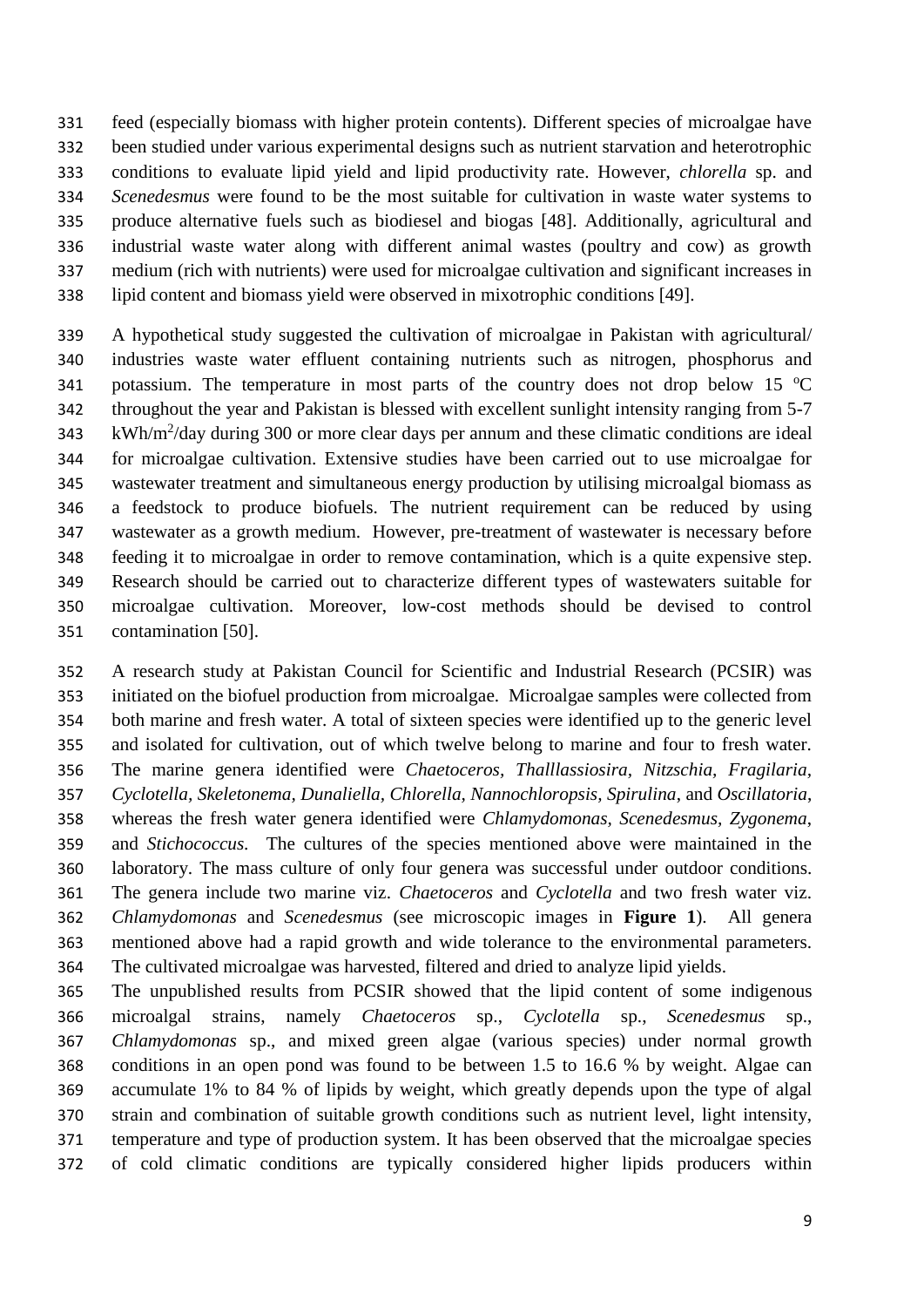feed (especially biomass with higher protein contents). Different species of microalgae have been studied under various experimental designs such as nutrient starvation and heterotrophic conditions to evaluate lipid yield and lipid productivity rate. However, *chlorella* sp. and *Scenedesmus* were found to be the most suitable for cultivation in waste water systems to produce alternative fuels such as biodiesel and biogas [48]. Additionally, agricultural and industrial waste water along with different animal wastes (poultry and cow) as growth medium (rich with nutrients) were used for microalgae cultivation and significant increases in lipid content and biomass yield were observed in mixotrophic conditions [49].

A hypothetical study suggested the cultivation of microalgae in Pakistan with agricultural/ industries waste water effluent containing nutrients such as nitrogen, phosphorus and potassium. The temperature in most parts of the country does not drop below 15 $^{0}$C throughout the year and Pakistan is blessed with excellent sunlight intensity ranging from 5-7 kWh/m$^{2}$/day during 300 or more clear days per annum and these climatic conditions are ideal for microalgae cultivation. Extensive studies have been carried out to use microalgae for wastewater treatment and simultaneous energy production by utilising microalgal biomass as a feedstock to produce biofuels. The nutrient requirement can be reduced by using wastewater as a growth medium. However, pre-treatment of wastewater is necessary before feeding it to microalgae in order to remove contamination, which is a quite expensive step. Research should be carried out to characterize different types of wastewaters suitable for microalgae cultivation. Moreover, low-cost methods should be devised to control contamination [50].

A research study at Pakistan Council for Scientific and Industrial Research (PCSIR) was initiated on the biofuel production from microalgae. Microalgae samples were collected from both marine and fresh water. A total of sixteen species were identified up to the generic level and isolated for cultivation, out of which twelve belong to marine and four to fresh water. The marine genera identified were *Chaetoceros, Thalllassiosira, Nitzschia, Fragilaria, Cyclotella, Skeletonema, Dunaliella, Chlorella, Nannochloropsis, Spirulina*, and *Oscillatoria*, whereas the fresh water genera identified were *Chlamydomonas, Scenedesmus, Zygonema*, and *Stichococcus*. The cultures of the species mentioned above were maintained in the laboratory. The mass culture of only four genera was successful under outdoor conditions. The genera include two marine viz. *Chaetoceros* and *Cyclotella* and two fresh water viz. *Chlamydomonas* and *Scenedesmus* (see microscopic images in **Figure 1**). All genera mentioned above had a rapid growth and wide tolerance to the environmental parameters. The cultivated microalgae was harvested, filtered and dried to analyze lipid yields.

The unpublished results from PCSIR showed that the lipid content of some indigenous microalgal strains, namely *Chaetoceros* sp., *Cyclotella* sp., *Scenedesmus* sp., *Chlamydomonas* sp., and mixed green algae (various species) under normal growth conditions in an open pond was found to be between 1.5 to 16.6 % by weight. Algae can accumulate 1% to 84 % of lipids by weight, which greatly depends upon the type of algal strain and combination of suitable growth conditions such as nutrient level, light intensity, temperature and type of production system. It has been observed that the microalgae species of cold climatic conditions are typically considered higher lipids producers within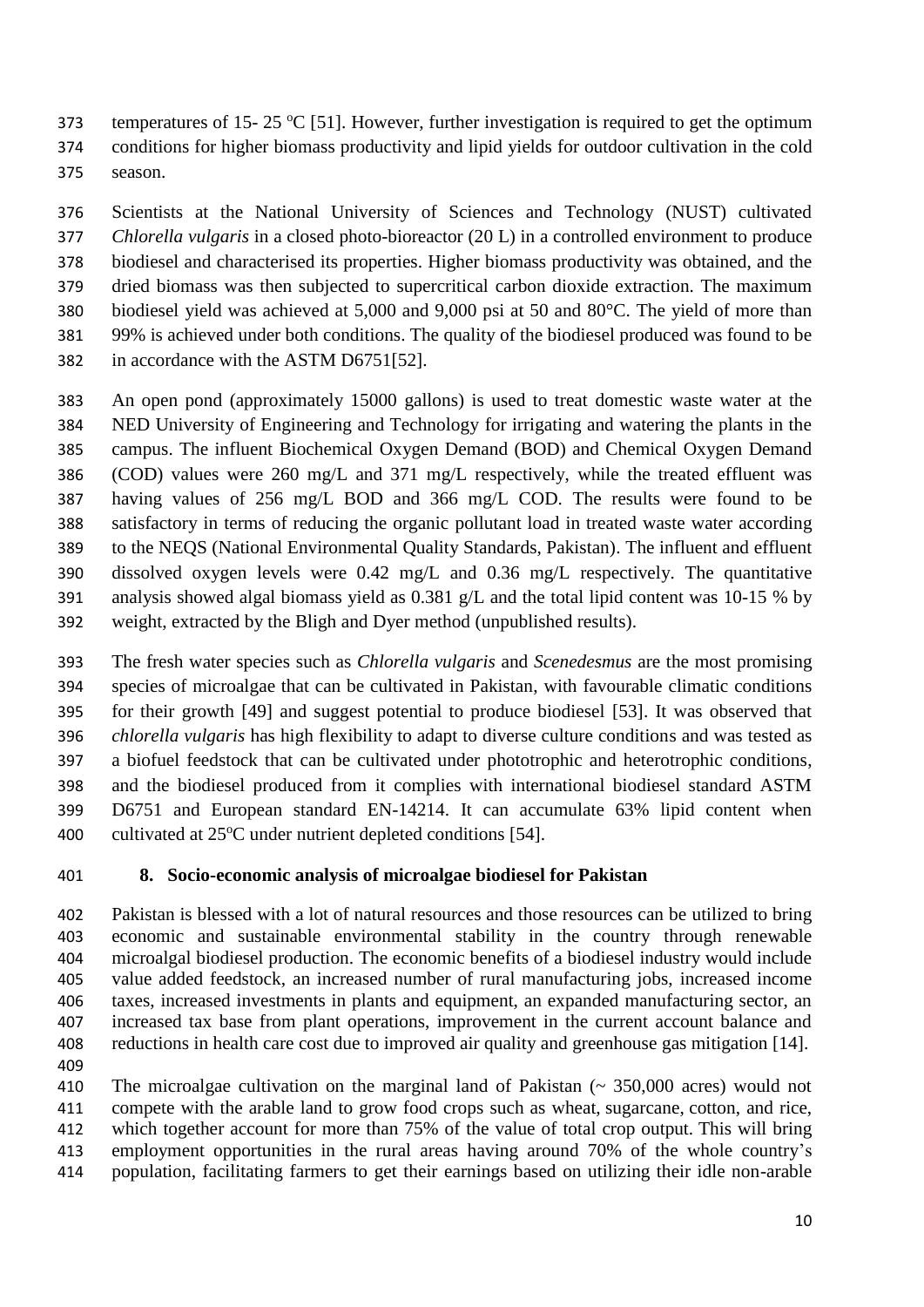temperatures of 15- 25 °C [51]. However, further investigation is required to get the optimum conditions for higher biomass productivity and lipid yields for outdoor cultivation in the cold season.

Scientists at the National University of Sciences and Technology (NUST) cultivated *Chlorella vulgaris* in a closed photo-bioreactor (20 L) in a controlled environment to produce biodiesel and characterised its properties. Higher biomass productivity was obtained, and the dried biomass was then subjected to supercritical carbon dioxide extraction. The maximum biodiesel yield was achieved at 5,000 and 9,000 psi at 50 and 80°C. The yield of more than 99% is achieved under both conditions. The quality of the biodiesel produced was found to be in accordance with the ASTM D6751[52].

An open pond (approximately 15000 gallons) is used to treat domestic waste water at the NED University of Engineering and Technology for irrigating and watering the plants in the campus. The influent Biochemical Oxygen Demand (BOD) and Chemical Oxygen Demand (COD) values were 260 mg/L and 371 mg/L respectively, while the treated effluent was having values of 256 mg/L BOD and 366 mg/L COD. The results were found to be satisfactory in terms of reducing the organic pollutant load in treated waste water according to the NEQS (National Environmental Quality Standards, Pakistan). The influent and effluent dissolved oxygen levels were 0.42 mg/L and 0.36 mg/L respectively. The quantitative analysis showed algal biomass yield as 0.381 g/L and the total lipid content was 10-15 % by weight, extracted by the Bligh and Dyer method (unpublished results).

The fresh water species such as *Chlorella vulgaris* and *Scenedesmus* are the most promising species of microalgae that can be cultivated in Pakistan, with favourable climatic conditions for their growth [49] and suggest potential to produce biodiesel [53]. It was observed that *chlorella vulgaris* has high flexibility to adapt to diverse culture conditions and was tested as a biofuel feedstock that can be cultivated under phototrophic and heterotrophic conditions, and the biodiesel produced from it complies with international biodiesel standard ASTM D6751 and European standard EN-14214. It can accumulate 63% lipid content when cultivated at 25°C under nutrient depleted conditions [54].

## 8. Socio-economic analysis of microalgae biodiesel for Pakistan

Pakistan is blessed with a lot of natural resources and those resources can be utilized to bring economic and sustainable environmental stability in the country through renewable microalgal biodiesel production. The economic benefits of a biodiesel industry would include value added feedstock, an increased number of rural manufacturing jobs, increased income taxes, increased investments in plants and equipment, an expanded manufacturing sector, an increased tax base from plant operations, improvement in the current account balance and reductions in health care cost due to improved air quality and greenhouse gas mitigation [14].

The microalgae cultivation on the marginal land of Pakistan (~ 350,000 acres) would not compete with the arable land to grow food crops such as wheat, sugarcane, cotton, and rice, which together account for more than 75% of the value of total crop output. This will bring employment opportunities in the rural areas having around 70% of the whole country's population, facilitating farmers to get their earnings based on utilizing their idle non-arable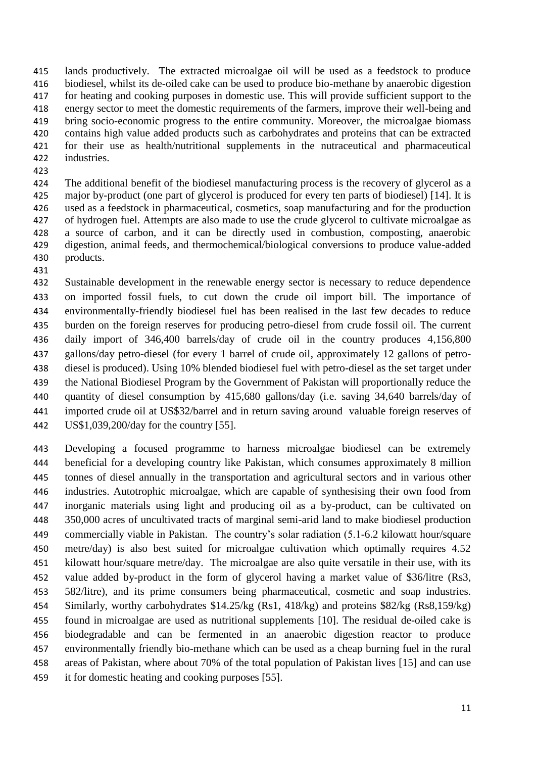lands productively. The extracted microalgae oil will be used as a feedstock to produce biodiesel, whilst its de-oiled cake can be used to produce bio-methane by anaerobic digestion for heating and cooking purposes in domestic use. This will provide sufficient support to the energy sector to meet the domestic requirements of the farmers, improve their well-being and bring socio-economic progress to the entire community. Moreover, the microalgae biomass contains high value added products such as carbohydrates and proteins that can be extracted for their use as health/nutritional supplements in the nutraceutical and pharmaceutical industries.

The additional benefit of the biodiesel manufacturing process is the recovery of glycerol as a major by-product (one part of glycerol is produced for every ten parts of biodiesel) [14]. It is used as a feedstock in pharmaceutical, cosmetics, soap manufacturing and for the production of hydrogen fuel. Attempts are also made to use the crude glycerol to cultivate microalgae as a source of carbon, and it can be directly used in combustion, composting, anaerobic digestion, animal feeds, and thermochemical/biological conversions to produce value-added products.

Sustainable development in the renewable energy sector is necessary to reduce dependence on imported fossil fuels, to cut down the crude oil import bill. The importance of environmentally-friendly biodiesel fuel has been realised in the last few decades to reduce burden on the foreign reserves for producing petro-diesel from crude fossil oil. The current daily import of 346,400 barrels/day of crude oil in the country produces 4,156,800 gallons/day petro-diesel (for every 1 barrel of crude oil, approximately 12 gallons of petro-diesel is produced). Using 10% blended biodiesel fuel with petro-diesel as the set target under the National Biodiesel Program by the Government of Pakistan will proportionally reduce the quantity of diesel consumption by 415,680 gallons/day (i.e. saving 34,640 barrels/day of imported crude oil at US$32/barrel and in return saving around valuable foreign reserves of US$1,039,200/day for the country [55].

Developing a focused programme to harness microalgae biodiesel can be extremely beneficial for a developing country like Pakistan, which consumes approximately 8 million tonnes of diesel annually in the transportation and agricultural sectors and in various other industries. Autotrophic microalgae, which are capable of synthesising their own food from inorganic materials using light and producing oil as a by-product, can be cultivated on 350,000 acres of uncultivated tracts of marginal semi-arid land to make biodiesel production commercially viable in Pakistan. The country's solar radiation (5.1-6.2 kilowatt hour/square metre/day) is also best suited for microalgae cultivation which optimally requires 4.52 kilowatt hour/square metre/day. The microalgae are also quite versatile in their use, with its value added by-product in the form of glycerol having a market value of $36/litre (Rs3, 582/litre), and its prime consumers being pharmaceutical, cosmetic and soap industries. Similarly, worthy carbohydrates $14.25/kg (Rs1, 418/kg) and proteins $82/kg (Rs8,159/kg) found in microalgae are used as nutritional supplements [10]. The residual de-oiled cake is biodegradable and can be fermented in an anaerobic digestion reactor to produce environmentally friendly bio-methane which can be used as a cheap burning fuel in the rural areas of Pakistan, where about 70% of the total population of Pakistan lives [15] and can use it for domestic heating and cooking purposes [55].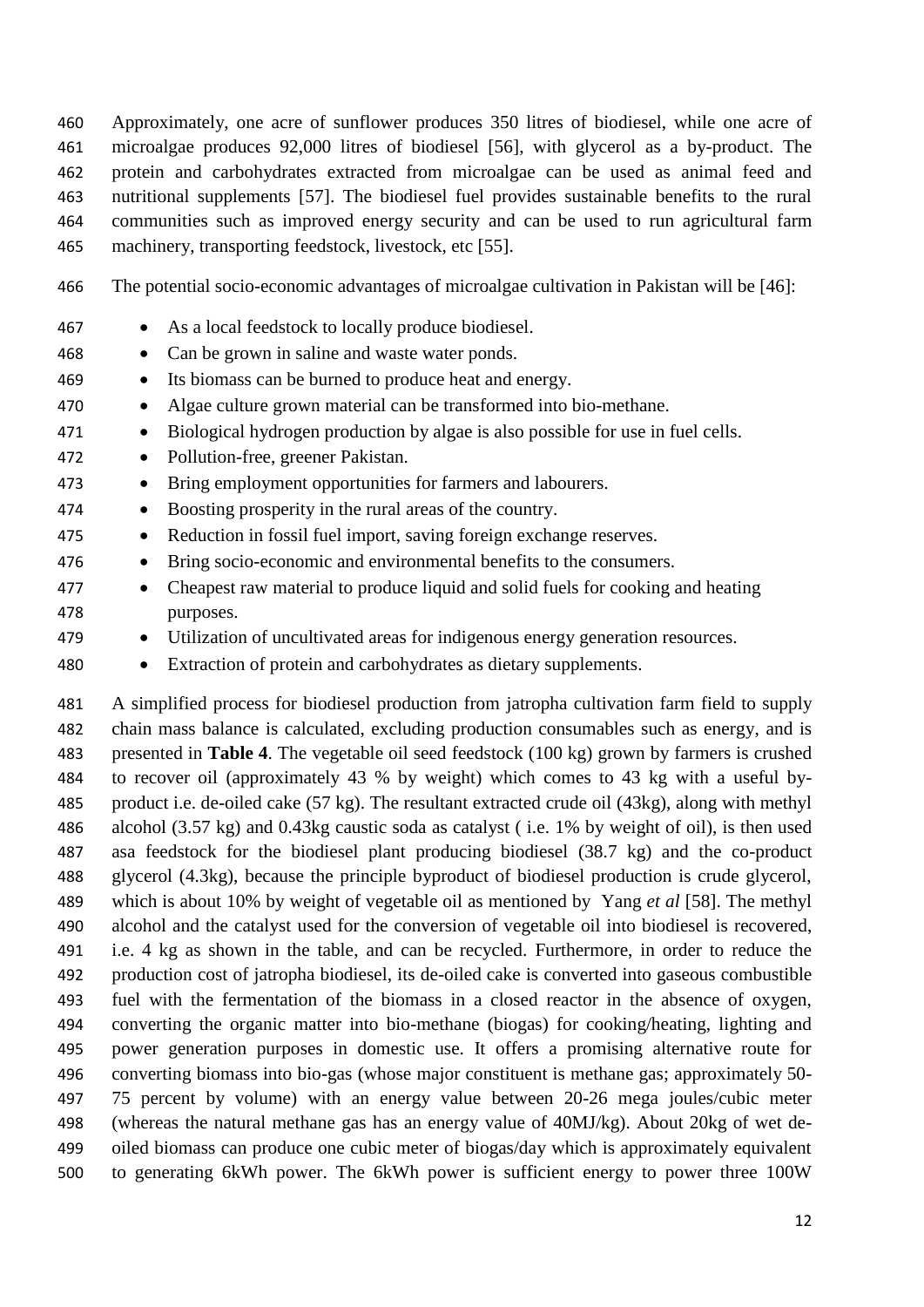Approximately, one acre of sunflower produces 350 litres of biodiesel, while one acre of microalgae produces 92,000 litres of biodiesel [56], with glycerol as a by-product. The protein and carbohydrates extracted from microalgae can be used as animal feed and nutritional supplements [57]. The biodiesel fuel provides sustainable benefits to the rural communities such as improved energy security and can be used to run agricultural farm machinery, transporting feedstock, livestock, etc [55].

The potential socio-economic advantages of microalgae cultivation in Pakistan will be [46]:

- As a local feedstock to locally produce biodiesel.
- Can be grown in saline and waste water ponds.
- Its biomass can be burned to produce heat and energy.
- Algae culture grown material can be transformed into bio-methane.
- Biological hydrogen production by algae is also possible for use in fuel cells.
- Pollution-free, greener Pakistan.
- Bring employment opportunities for farmers and labourers.
- Boosting prosperity in the rural areas of the country.
- Reduction in fossil fuel import, saving foreign exchange reserves.
- Bring socio-economic and environmental benefits to the consumers.
- Cheapest raw material to produce liquid and solid fuels for cooking and heating purposes.
- Utilization of uncultivated areas for indigenous energy generation resources.
- Extraction of protein and carbohydrates as dietary supplements.

A simplified process for biodiesel production from jatropha cultivation farm field to supply chain mass balance is calculated, excluding production consumables such as energy, and is presented in **Table 4**. The vegetable oil seed feedstock (100 kg) grown by farmers is crushed to recover oil (approximately 43 % by weight) which comes to 43 kg with a useful by-product i.e. de-oiled cake (57 kg). The resultant extracted crude oil (43kg), along with methyl alcohol (3.57 kg) and 0.43kg caustic soda as catalyst ( i.e. 1% by weight of oil), is then used asa feedstock for the biodiesel plant producing biodiesel (38.7 kg) and the co-product glycerol (4.3kg), because the principle byproduct of biodiesel production is crude glycerol, which is about 10% by weight of vegetable oil as mentioned by Yang *et al* [58]. The methyl alcohol and the catalyst used for the conversion of vegetable oil into biodiesel is recovered, i.e. 4 kg as shown in the table, and can be recycled. Furthermore, in order to reduce the production cost of jatropha biodiesel, its de-oiled cake is converted into gaseous combustible fuel with the fermentation of the biomass in a closed reactor in the absence of oxygen, converting the organic matter into bio-methane (biogas) for cooking/heating, lighting and power generation purposes in domestic use. It offers a promising alternative route for converting biomass into bio-gas (whose major constituent is methane gas; approximately 50-75 percent by volume) with an energy value between 20-26 mega joules/cubic meter (whereas the natural methane gas has an energy value of 40MJ/kg). About 20kg of wet de-oiled biomass can produce one cubic meter of biogas/day which is approximately equivalent to generating 6kWh power. The 6kWh power is sufficient energy to power three 100W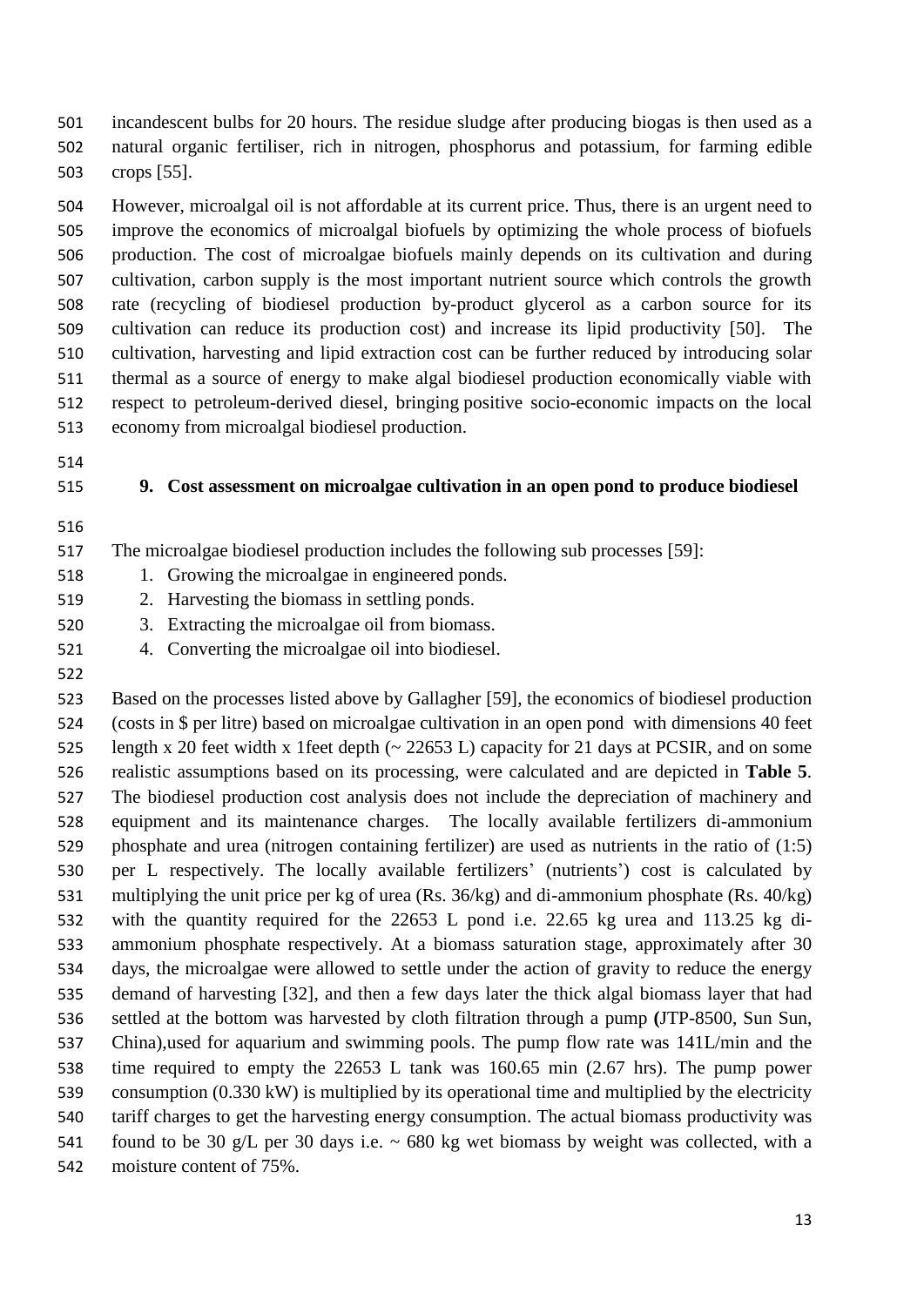incandescent bulbs for 20 hours. The residue sludge after producing biogas is then used as a natural organic fertiliser, rich in nitrogen, phosphorus and potassium, for farming edible crops [55].

However, microalgal oil is not affordable at its current price. Thus, there is an urgent need to improve the economics of microalgal biofuels by optimizing the whole process of biofuels production. The cost of microalgae biofuels mainly depends on its cultivation and during cultivation, carbon supply is the most important nutrient source which controls the growth rate (recycling of biodiesel production by-product glycerol as a carbon source for its cultivation can reduce its production cost) and increase its lipid productivity [50]. The cultivation, harvesting and lipid extraction cost can be further reduced by introducing solar thermal as a source of energy to make algal biodiesel production economically viable with respect to petroleum-derived diesel, bringing positive socio-economic impacts on the local economy from microalgal biodiesel production.

## 9. Cost assessment on microalgae cultivation in an open pond to produce biodiesel

The microalgae biodiesel production includes the following sub processes [59]:

1. Growing the microalgae in engineered ponds.
2. Harvesting the biomass in settling ponds.
3. Extracting the microalgae oil from biomass.
4. Converting the microalgae oil into biodiesel.

Based on the processes listed above by Gallagher [59], the economics of biodiesel production (costs in $ per litre) based on microalgae cultivation in an open pond with dimensions 40 feet length x 20 feet width x 1feet depth (~ 22653 L) capacity for 21 days at PCSIR, and on some realistic assumptions based on its processing, were calculated and are depicted in **Table 5**. The biodiesel production cost analysis does not include the depreciation of machinery and equipment and its maintenance charges. The locally available fertilizers di-ammonium phosphate and urea (nitrogen containing fertilizer) are used as nutrients in the ratio of (1:5) per L respectively. The locally available fertilizers' (nutrients') cost is calculated by multiplying the unit price per kg of urea (Rs. 36/kg) and di-ammonium phosphate (Rs. 40/kg) with the quantity required for the 22653 L pond i.e. 22.65 kg urea and 113.25 kg di-ammonium phosphate respectively. At a biomass saturation stage, approximately after 30 days, the microalgae were allowed to settle under the action of gravity to reduce the energy demand of harvesting [32], and then a few days later the thick algal biomass layer that had settled at the bottom was harvested by cloth filtration through a pump (JTP-8500, Sun Sun, China),used for aquarium and swimming pools. The pump flow rate was 141L/min and the time required to empty the 22653 L tank was 160.65 min (2.67 hrs). The pump power consumption (0.330 kW) is multiplied by its operational time and multiplied by the electricity tariff charges to get the harvesting energy consumption. The actual biomass productivity was found to be 30 g/L per 30 days i.e. ~ 680 kg wet biomass by weight was collected, with a moisture content of 75%.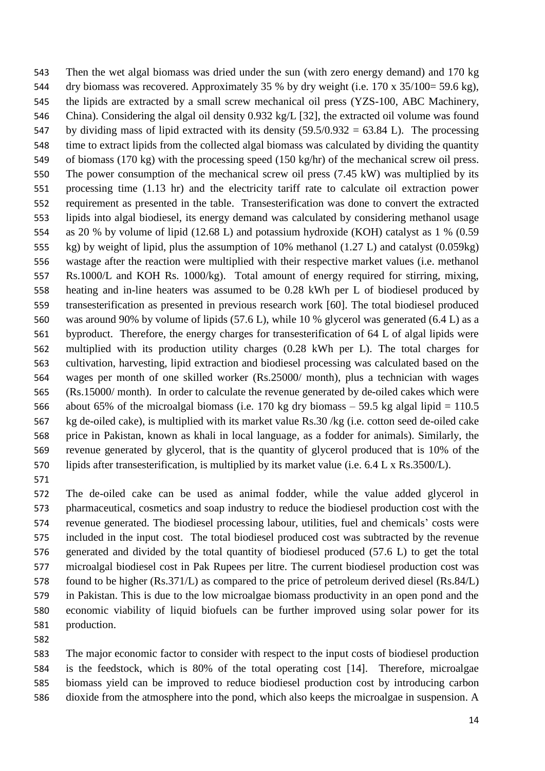Then the wet algal biomass was dried under the sun (with zero energy demand) and 170 kg dry biomass was recovered. Approximately 35 % by dry weight (i.e. 170 x 35/100= 59.6 kg), the lipids are extracted by a small screw mechanical oil press (YZS-100, ABC Machinery, China). Considering the algal oil density 0.932 kg/L [32], the extracted oil volume was found by dividing mass of lipid extracted with its density (59.5/0.932 = 63.84 L). The processing time to extract lipids from the collected algal biomass was calculated by dividing the quantity of biomass (170 kg) with the processing speed (150 kg/hr) of the mechanical screw oil press. The power consumption of the mechanical screw oil press (7.45 kW) was multiplied by its processing time (1.13 hr) and the electricity tariff rate to calculate oil extraction power requirement as presented in the table. Transesterification was done to convert the extracted lipids into algal biodiesel, its energy demand was calculated by considering methanol usage as 20 % by volume of lipid (12.68 L) and potassium hydroxide (KOH) catalyst as 1 % (0.59 kg) by weight of lipid, plus the assumption of 10% methanol (1.27 L) and catalyst (0.059kg) wastage after the reaction were multiplied with their respective market values (i.e. methanol Rs.1000/L and KOH Rs. 1000/kg). Total amount of energy required for stirring, mixing, heating and in-line heaters was assumed to be 0.28 kWh per L of biodiesel produced by transesterification as presented in previous research work [60]. The total biodiesel produced was around 90% by volume of lipids (57.6 L), while 10 % glycerol was generated (6.4 L) as a byproduct. Therefore, the energy charges for transesterification of 64 L of algal lipids were multiplied with its production utility charges (0.28 kWh per L). The total charges for cultivation, harvesting, lipid extraction and biodiesel processing was calculated based on the wages per month of one skilled worker (Rs.25000/ month), plus a technician with wages (Rs.15000/ month). In order to calculate the revenue generated by de-oiled cakes which were about 65% of the microalgal biomass (i.e. 170 kg dry biomass – 59.5 kg algal lipid = 110.5 kg de-oiled cake), is multiplied with its market value Rs.30 /kg (i.e. cotton seed de-oiled cake price in Pakistan, known as khali in local language, as a fodder for animals). Similarly, the revenue generated by glycerol, that is the quantity of glycerol produced that is 10% of the lipids after transesterification, is multiplied by its market value (i.e. 6.4 L x Rs.3500/L).

The de-oiled cake can be used as animal fodder, while the value added glycerol in pharmaceutical, cosmetics and soap industry to reduce the biodiesel production cost with the revenue generated. The biodiesel processing labour, utilities, fuel and chemicals' costs were included in the input cost. The total biodiesel produced cost was subtracted by the revenue generated and divided by the total quantity of biodiesel produced (57.6 L) to get the total microalgal biodiesel cost in Pak Rupees per litre. The current biodiesel production cost was found to be higher (Rs.371/L) as compared to the price of petroleum derived diesel (Rs.84/L) in Pakistan. This is due to the low microalgae biomass productivity in an open pond and the economic viability of liquid biofuels can be further improved using solar power for its production.

The major economic factor to consider with respect to the input costs of biodiesel production is the feedstock, which is 80% of the total operating cost [14]. Therefore, microalgae biomass yield can be improved to reduce biodiesel production cost by introducing carbon dioxide from the atmosphere into the pond, which also keeps the microalgae in suspension. A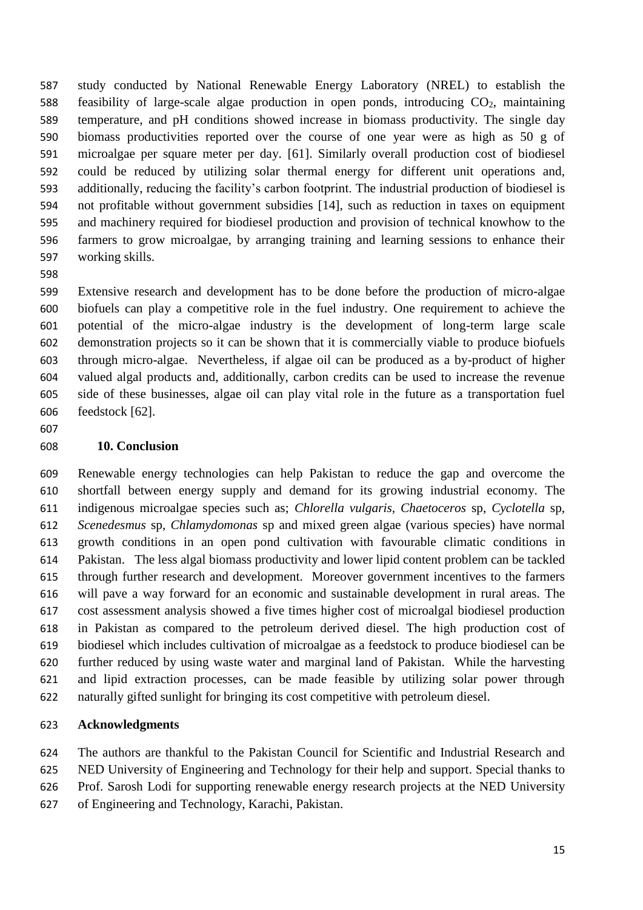study conducted by National Renewable Energy Laboratory (NREL) to establish the feasibility of large-scale algae production in open ponds, introducing $CO_2$, maintaining temperature, and pH conditions showed increase in biomass productivity. The single day biomass productivities reported over the course of one year were as high as 50 g of microalgae per square meter per day. [61]. Similarly overall production cost of biodiesel could be reduced by utilizing solar thermal energy for different unit operations and, additionally, reducing the facility's carbon footprint. The industrial production of biodiesel is not profitable without government subsidies [14], such as reduction in taxes on equipment and machinery required for biodiesel production and provision of technical knowhow to the farmers to grow microalgae, by arranging training and learning sessions to enhance their working skills.

Extensive research and development has to be done before the production of micro-algae biofuels can play a competitive role in the fuel industry. One requirement to achieve the potential of the micro-algae industry is the development of long-term large scale demonstration projects so it can be shown that it is commercially viable to produce biofuels through micro-algae. Nevertheless, if algae oil can be produced as a by-product of higher valued algal products and, additionally, carbon credits can be used to increase the revenue side of these businesses, algae oil can play vital role in the future as a transportation fuel feedstock [62].

## 10. Conclusion

Renewable energy technologies can help Pakistan to reduce the gap and overcome the shortfall between energy supply and demand for its growing industrial economy. The indigenous microalgae species such as; *Chlorella vulgaris*, *Chaetoceros* sp, *Cyclotella* sp, *Scenedesmus* sp, *Chlamydomonas* sp and mixed green algae (various species) have normal growth conditions in an open pond cultivation with favourable climatic conditions in Pakistan. The less algal biomass productivity and lower lipid content problem can be tackled through further research and development. Moreover government incentives to the farmers will pave a way forward for an economic and sustainable development in rural areas. The cost assessment analysis showed a five times higher cost of microalgal biodiesel production in Pakistan as compared to the petroleum derived diesel. The high production cost of biodiesel which includes cultivation of microalgae as a feedstock to produce biodiesel can be further reduced by using waste water and marginal land of Pakistan. While the harvesting and lipid extraction processes, can be made feasible by utilizing solar power through naturally gifted sunlight for bringing its cost competitive with petroleum diesel.

## Acknowledgments

The authors are thankful to the Pakistan Council for Scientific and Industrial Research and NED University of Engineering and Technology for their help and support. Special thanks to Prof. Sarosh Lodi for supporting renewable energy research projects at the NED University of Engineering and Technology, Karachi, Pakistan.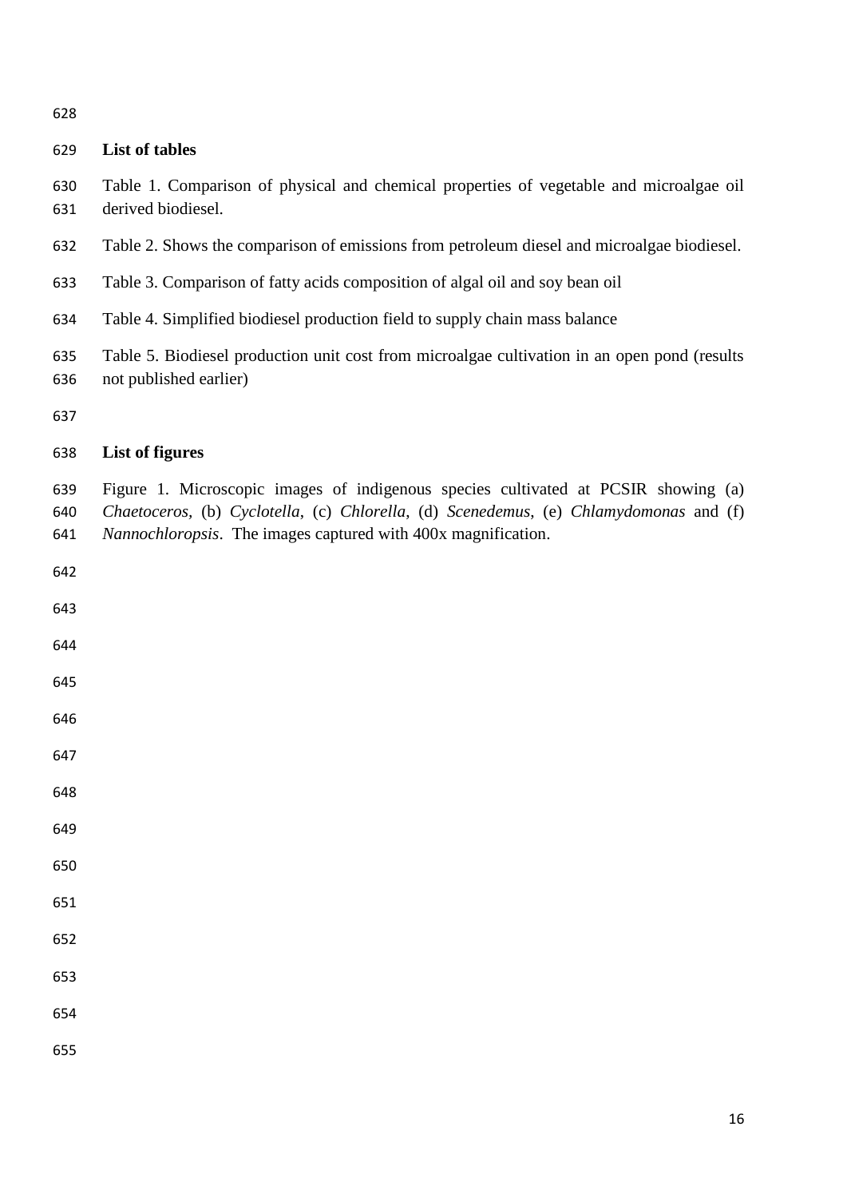## List of tables

Table 1. Comparison of physical and chemical properties of vegetable and microalgae oil derived biodiesel.

Table 2. Shows the comparison of emissions from petroleum diesel and microalgae biodiesel.

Table 3. Comparison of fatty acids composition of algal oil and soy bean oil

Table 4. Simplified biodiesel production field to supply chain mass balance

Table 5. Biodiesel production unit cost from microalgae cultivation in an open pond (results not published earlier)

## List of figures

Figure 1. Microscopic images of indigenous species cultivated at PCSIR showing (a) *Chaetoceros*, (b) *Cyclotella*, (c) *Chlorella*, (d) *Scenedemus*, (e) *Chlamydomonas* and (f) *Nannochloropsis*. The images captured with 400x magnification.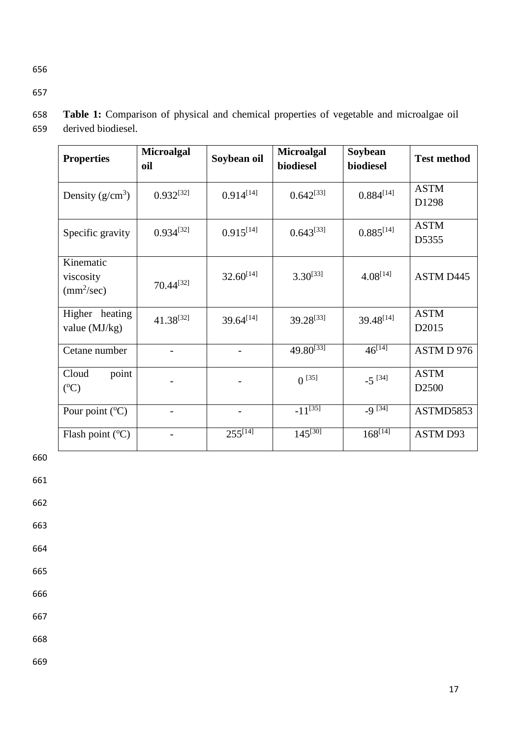**Table 1:** Comparison of physical and chemical properties of vegetable and microalgae oil derived biodiesel.

| Properties | Microalgal oil | Soybean oil | Microalgal biodiesel | Soybean biodiesel | Test method |
|---|---|---|---|---|---|
| Density ($g/cm^3$) | 0.932[32] | 0.914[14] | 0.642[33] | 0.884[14] | ASTM D1298 |
| Specific gravity | 0.934[32] | 0.915[14] | 0.643[33] | 0.885[14] | ASTM D5355 |
| Kinematic viscosity ($mm^2/sec$) | 70.44[32] | 32.60[14] | 3.30[33] | 4.08[14] | ASTM D445 |
| Higher heating value (MJ/kg) | 41.38[32] | 39.64[14] | 39.28[33] | 39.48[14] | ASTM D2015 |
| Cetane number | - | - | 49.80[33] | 46[14] | ASTM D 976 |
| Cloud point (°C) | - | - | 0 [35] | -5 [34] | ASTM D2500 |
| Pour point (°C) | - | - | -11[35] | -9 [34] | ASTMD5853 |
| Flash point (°C) | - | 255[14] | 145[30] | 168[14] | ASTM D93 |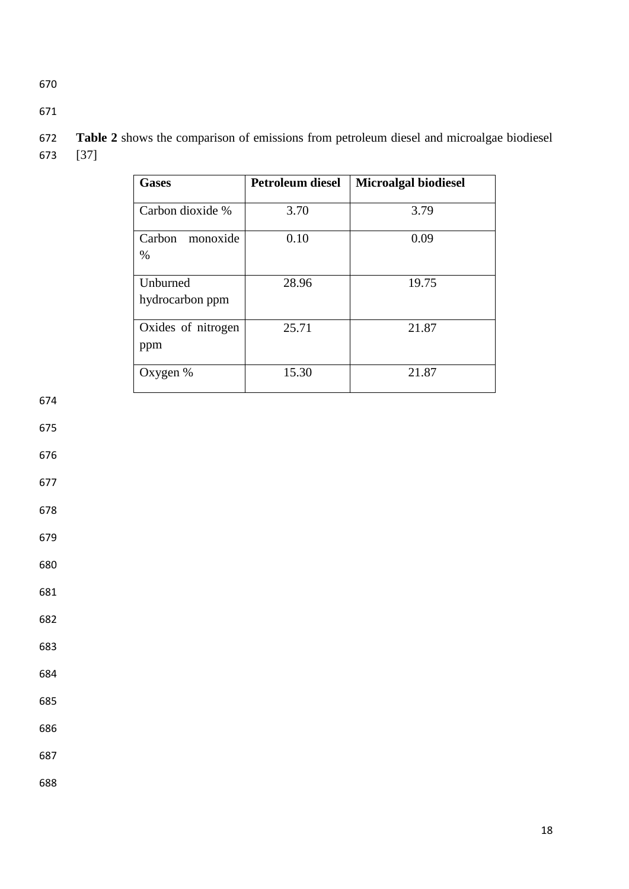**Table 2** shows the comparison of emissions from petroleum diesel and microalgae biodiesel [37]

| Gases | Petroleum diesel | Microalgal biodiesel |
|---|---|---|
| Carbon dioxide % | 3.70 | 3.79 |
| Carbon monoxide % | 0.10 | 0.09 |
| Unburned hydrocarbon ppm | 28.96 | 19.75 |
| Oxides of nitrogen ppm | 25.71 | 21.87 |
| Oxygen % | 15.30 | 21.87 |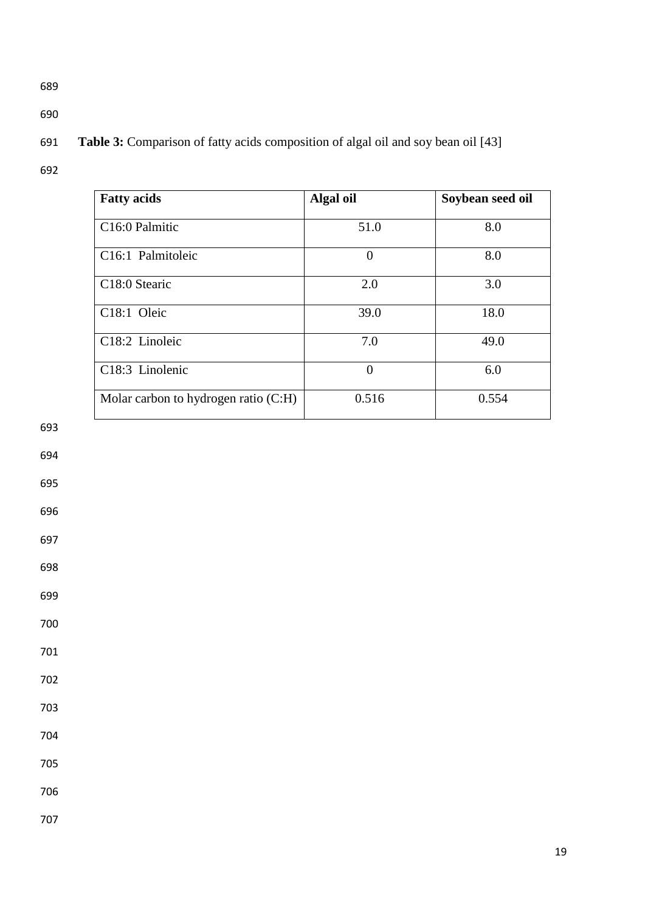**Table 3:** Comparison of fatty acids composition of algal oil and soy bean oil [43]

| **Fatty acids** | **Algal oil** | **Soybean seed oil** |
|---|---|---|
| C16:0 Palmitic | 51.0 | 8.0 |
| C16:1 Palmitoleic | 0 | 8.0 |
| C18:0 Stearic | 2.0 | 3.0 |
| C18:1 Oleic | 39.0 | 18.0 |
| C18:2 Linoleic | 7.0 | 49.0 |
| C18:3 Linolenic | 0 | 6.0 |
| Molar carbon to hydrogen ratio (C:H) | 0.516 | 0.554 |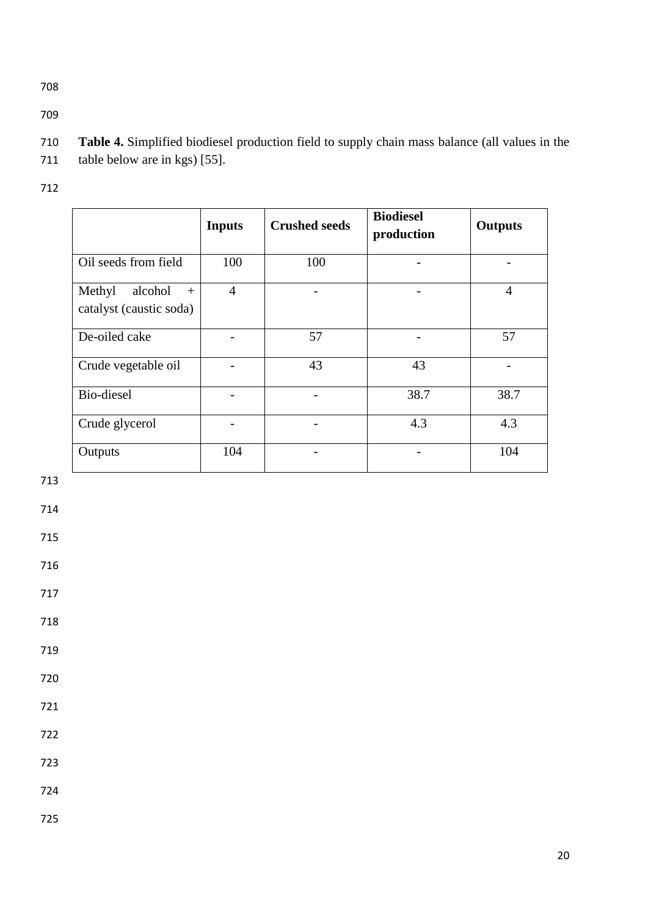**Table 4.** Simplified biodiesel production field to supply chain mass balance (all values in the table below are in kgs) [55].

| | **Inputs** | **Crushed seeds** | **Biodiesel production** | **Outputs** |
|---|---|---|---|---|
| Oil seeds from field | 100 | 100 | - | - |
| Methyl alcohol + catalyst (caustic soda) | 4 | - | - | 4 |
| De-oiled cake | - | 57 | - | 57 |
| Crude vegetable oil | - | 43 | 43 | - |
| Bio-diesel | - | - | 38.7 | 38.7 |
| Crude glycerol | - | - | 4.3 | 4.3 |
| Outputs | 104 | - | - | 104 |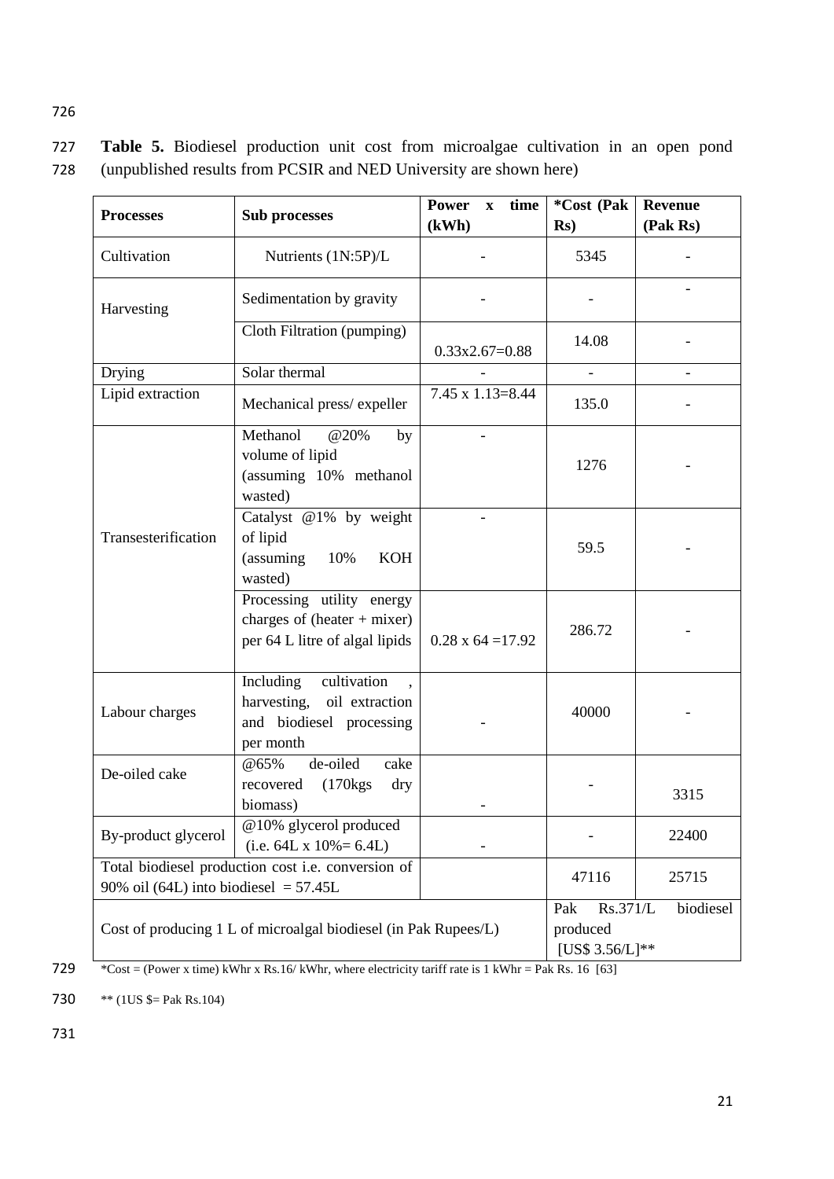**Table 5.** Biodiesel production unit cost from microalgae cultivation in an open pond (unpublished results from PCSIR and NED University are shown here)

| Processes | Sub processes | Power x time (kWh) | *Cost (Pak Rs) | Revenue (Pak Rs) |
|---|---|---|---|---|
| Cultivation | Nutrients (1N:5P)/L | - | 5345 | - |
| Harvesting | Sedimentation by gravity | - | - | - |
| | Cloth Filtration (pumping) | 0.33x2.67=0.88 | 14.08 | - |
| Drying | Solar thermal | - | - | - |
| Lipid extraction | Mechanical press/ expeller | 7.45 x 1.13=8.44 | 135.0 | - |
| Transesterification | Methanol @20% by volume of lipid (assuming 10% methanol wasted) | - | 1276 | - |
| | Catalyst @1% by weight of lipid (assuming 10% KOH wasted) | - | 59.5 | - |
| | Processing utility energy charges of (heater + mixer) per 64 L litre of algal lipids | 0.28 x 64 =17.92 | 286.72 | - |
| Labour charges | Including cultivation , harvesting, oil extraction and biodiesel processing per month | - | 40000 | - |
| De-oiled cake | @65% de-oiled cake recovered (170kgs dry biomass) | - | - | 3315 |
| By-product glycerol | @10% glycerol produced (i.e. 64L x 10%= 6.4L) | - | - | 22400 |
| Total biodiesel production cost i.e. conversion of 90% oil (64L) into biodiesel = 57.45L | | | 47116 | 25715 |
| Cost of producing 1 L of microalgal biodiesel (in Pak Rupees/L) | | | Pak Rs.371/L biodiesel produced [US$ 3.56/L]** | |

*Cost = (Power x time) kWhr x Rs.16/ kWhr, where electricity tariff rate is 1 kWhr = Pak Rs. 16 [63]

** (1US $= Pak Rs.104)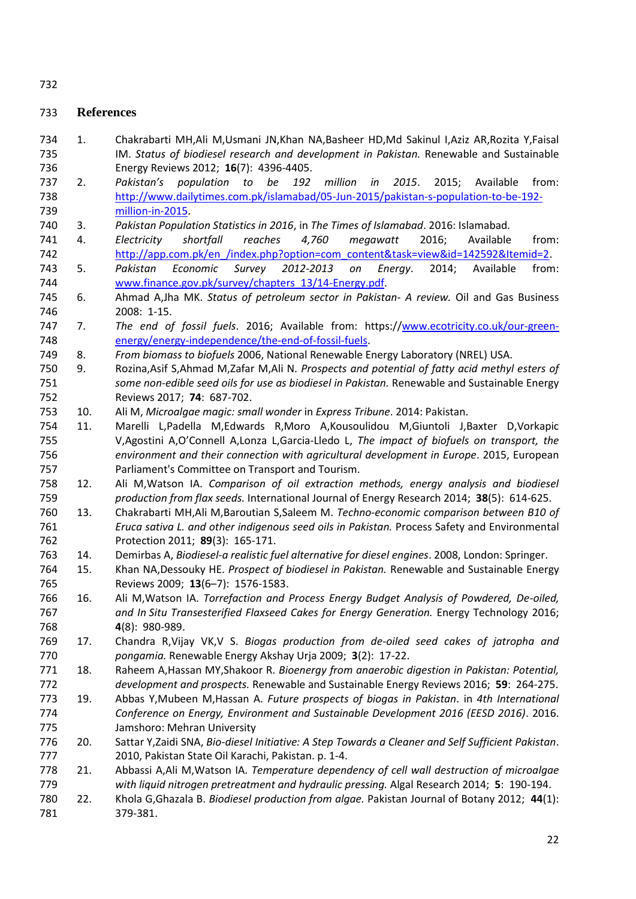## References

1. Chakrabarti MH,Ali M,Usmani JN,Khan NA,Basheer HD,Md Sakinul I,Aziz AR,Rozita Y,Faisal IM. *Status of biodiesel research and development in Pakistan.* Renewable and Sustainable Energy Reviews 2012; **16**(7): 4396-4405.
2. *Pakistan's population to be 192 million in 2015*. 2015; Available from: http://www.dailytimes.com.pk/islamabad/05-Jun-2015/pakistan-s-population-to-be-192-million-in-2015.
3. *Pakistan Population Statistics in 2016*, in *The Times of Islamabad*. 2016: Islamabad.
4. *Electricity shortfall reaches 4,760 megawatt* 2016; Available from: http://app.com.pk/en_/index.php?option=com_content&task=view&id=142592&Itemid=2.
5. *Pakistan Economic Survey 2012-2013 on Energy*. 2014; Available from: www.finance.gov.pk/survey/chapters_13/14-Energy.pdf.
6. Ahmad A,Jha MK. *Status of petroleum sector in Pakistan- A review.* Oil and Gas Business 2008: 1-15.
7. *The end of fossil fuels*. 2016; Available from: https://www.ecotricity.co.uk/our-green-energy/energy-independence/the-end-of-fossil-fuels.
8. *From biomass to biofuels* 2006, National Renewable Energy Laboratory (NREL) USA.
9. Rozina,Asif S,Ahmad M,Zafar M,Ali N. *Prospects and potential of fatty acid methyl esters of some non-edible seed oils for use as biodiesel in Pakistan.* Renewable and Sustainable Energy Reviews 2017; **74**: 687-702.
10. Ali M, *Microalgae magic: small wonder* in *Express Tribune*. 2014: Pakistan.
11. Marelli L,Padella M,Edwards R,Moro A,Kousoulidou M,Giuntoli J,Baxter D,Vorkapic V,Agostini A,O'Connell A,Lonza L,Garcia-Lledo L, *The impact of biofuels on transport, the environment and their connection with agricultural development in Europe*. 2015, European Parliament's Committee on Transport and Tourism.
12. Ali M,Watson IA. *Comparison of oil extraction methods, energy analysis and biodiesel production from flax seeds.* International Journal of Energy Research 2014; **38**(5): 614-625.
13. Chakrabarti MH,Ali M,Baroutian S,Saleem M. *Techno-economic comparison between B10 of Eruca sativa L. and other indigenous seed oils in Pakistan.* Process Safety and Environmental Protection 2011; **89**(3): 165-171.
14. Demirbas A, *Biodiesel-a realistic fuel alternative for diesel engines*. 2008, London: Springer.
15. Khan NA,Dessouky HE. *Prospect of biodiesel in Pakistan.* Renewable and Sustainable Energy Reviews 2009; **13**(6–7): 1576-1583.
16. Ali M,Watson IA. *Torrefaction and Process Energy Budget Analysis of Powdered, De-oiled, and In Situ Transesterified Flaxseed Cakes for Energy Generation.* Energy Technology 2016; **4**(8): 980-989.
17. Chandra R,Vijay VK,V S. *Biogas production from de-oiled seed cakes of jatropha and pongamia.* Renewable Energy Akshay Urja 2009; **3**(2): 17-22.
18. Raheem A,Hassan MY,Shakoor R. *Bioenergy from anaerobic digestion in Pakistan: Potential, development and prospects.* Renewable and Sustainable Energy Reviews 2016; **59**: 264-275.
19. Abbas Y,Mubeen M,Hassan A. *Future prospects of biogas in Pakistan*. in *4th International Conference on Energy, Environment and Sustainable Development 2016 (EESD 2016)*. 2016. Jamshoro: Mehran University
20. Sattar Y,Zaidi SNA, *Bio-diesel Initiative: A Step Towards a Cleaner and Self Sufficient Pakistan*. 2010, Pakistan State Oil Karachi, Pakistan. p. 1-4.
21. Abbassi A,Ali M,Watson IA. *Temperature dependency of cell wall destruction of microalgae with liquid nitrogen pretreatment and hydraulic pressing.* Algal Research 2014; **5**: 190-194.
22. Khola G,Ghazala B. *Biodiesel production from algae.* Pakistan Journal of Botany 2012; **44**(1): 379-381.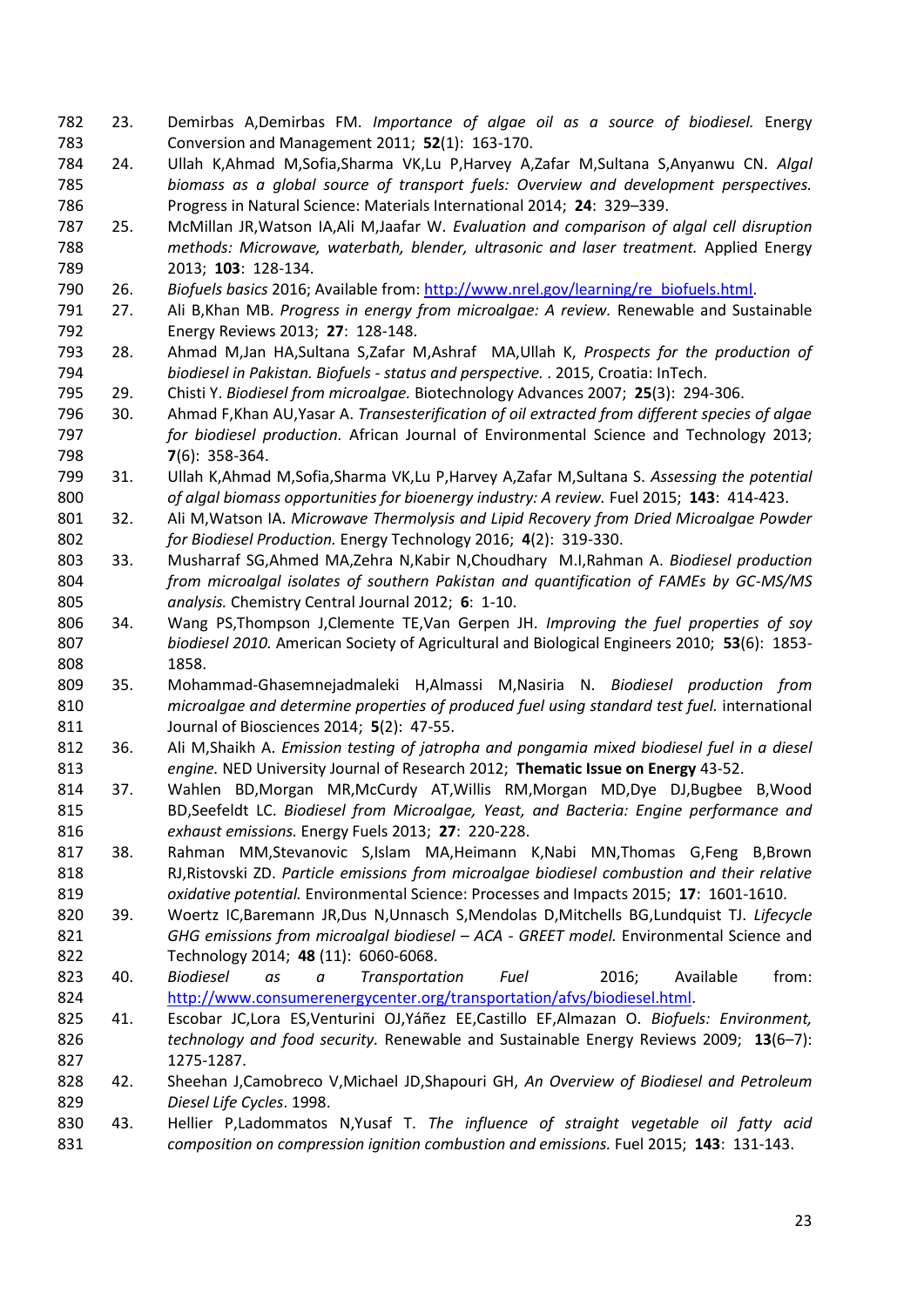23. Demirbas A,Demirbas FM. *Importance of algae oil as a source of biodiesel.* Energy Conversion and Management 2011; **52**(1): 163-170.
24. Ullah K,Ahmad M,Sofia,Sharma VK,Lu P,Harvey A,Zafar M,Sultana S,Anyanwu CN. *Algal biomass as a global source of transport fuels: Overview and development perspectives.* Progress in Natural Science: Materials International 2014; **24**: 329–339.
25. McMillan JR,Watson IA,Ali M,Jaafar W. *Evaluation and comparison of algal cell disruption methods: Microwave, waterbath, blender, ultrasonic and laser treatment.* Applied Energy 2013; **103**: 128-134.
26. *Biofuels basics* 2016; Available from: http://www.nrel.gov/learning/re_biofuels.html.
27. Ali B,Khan MB. *Progress in energy from microalgae: A review.* Renewable and Sustainable Energy Reviews 2013; **27**: 128-148.
28. Ahmad M,Jan HA,Sultana S,Zafar M,Ashraf MA,Ullah K, *Prospects for the production of biodiesel in Pakistan. Biofuels - status and perspective.* . 2015, Croatia: InTech.
29. Chisti Y. *Biodiesel from microalgae.* Biotechnology Advances 2007; **25**(3): 294-306.
30. Ahmad F,Khan AU,Yasar A. *Transesterification of oil extracted from different species of algae for biodiesel production.* African Journal of Environmental Science and Technology 2013; **7**(6): 358-364.
31. Ullah K,Ahmad M,Sofia,Sharma VK,Lu P,Harvey A,Zafar M,Sultana S. *Assessing the potential of algal biomass opportunities for bioenergy industry: A review.* Fuel 2015; **143**: 414-423.
32. Ali M,Watson IA. *Microwave Thermolysis and Lipid Recovery from Dried Microalgae Powder for Biodiesel Production.* Energy Technology 2016; **4**(2): 319-330.
33. Musharraf SG,Ahmed MA,Zehra N,Kabir N,Choudhary M.I,Rahman A. *Biodiesel production from microalgal isolates of southern Pakistan and quantification of FAMEs by GC-MS/MS analysis.* Chemistry Central Journal 2012; **6**: 1-10.
34. Wang PS,Thompson J,Clemente TE,Van Gerpen JH. *Improving the fuel properties of soy biodiesel 2010.* American Society of Agricultural and Biological Engineers 2010; **53**(6): 1853-1858.
35. Mohammad-Ghasemnejadmaleki H,Almassi M,Nasiria N. *Biodiesel production from microalgae and determine properties of produced fuel using standard test fuel.* international Journal of Biosciences 2014; **5**(2): 47-55.
36. Ali M,Shaikh A. *Emission testing of jatropha and pongamia mixed biodiesel fuel in a diesel engine.* NED University Journal of Research 2012; **Thematic Issue on Energy** 43-52.
37. Wahlen BD,Morgan MR,McCurdy AT,Willis RM,Morgan MD,Dye DJ,Bugbee B,Wood BD,Seefeldt LC. *Biodiesel from Microalgae, Yeast, and Bacteria: Engine performance and exhaust emissions.* Energy Fuels 2013; **27**: 220-228.
38. Rahman MM,Stevanovic S,Islam MA,Heimann K,Nabi MN,Thomas G,Feng B,Brown RJ,Ristovski ZD. *Particle emissions from microalgae biodiesel combustion and their relative oxidative potential.* Environmental Science: Processes and Impacts 2015; **17**: 1601-1610.
39. Woertz IC,Baremann JR,Dus N,Unnasch S,Mendolas D,Mitchells BG,Lundquist TJ. *Lifecycle GHG emissions from microalgal biodiesel – ACA - GREET model.* Environmental Science and Technology 2014; **48** (11): 6060-6068.
40. *Biodiesel as a Transportation Fuel* 2016; Available from: http://www.consumerenergycenter.org/transportation/afvs/biodiesel.html.
41. Escobar JC,Lora ES,Venturini OJ,Yáñez EE,Castillo EF,Almazan O. *Biofuels: Environment, technology and food security.* Renewable and Sustainable Energy Reviews 2009; **13**(6–7): 1275-1287.
42. Sheehan J,Camobreco V,Michael JD,Shapouri GH, *An Overview of Biodiesel and Petroleum Diesel Life Cycles*. 1998.
43. Hellier P,Ladommatos N,Yusaf T. *The influence of straight vegetable oil fatty acid composition on compression ignition combustion and emissions.* Fuel 2015; **143**: 131-143.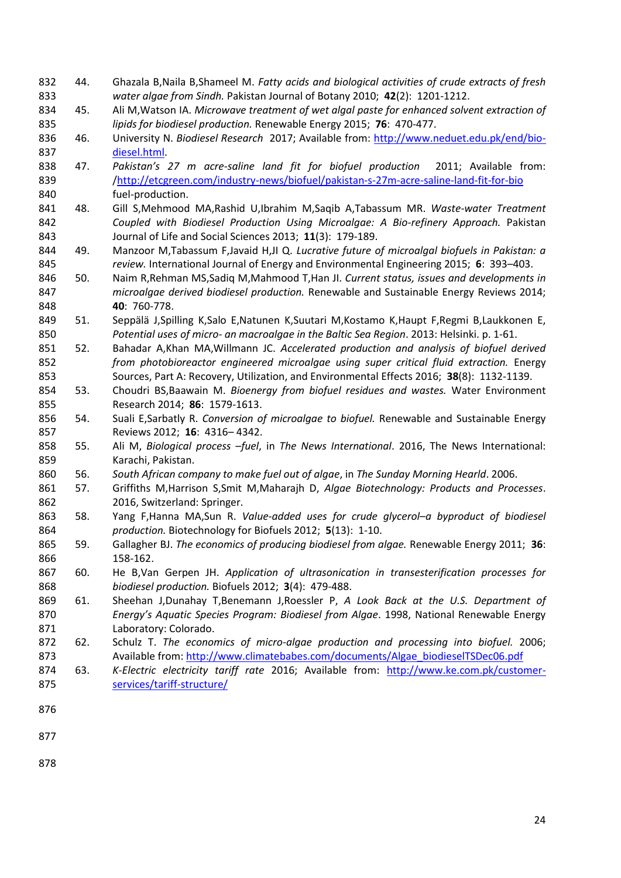44. Ghazala B,Naila B,Shameel M. *Fatty acids and biological activities of crude extracts of fresh water algae from Sindh.* Pakistan Journal of Botany 2010; **42**(2): 1201-1212.
45. Ali M,Watson IA. *Microwave treatment of wet algal paste for enhanced solvent extraction of lipids for biodiesel production.* Renewable Energy 2015; **76**: 470-477.
46. University N. *Biodiesel Research* 2017; Available from: http://www.neduet.edu.pk/end/bio-diesel.html.
47. *Pakistan's 27 m acre-saline land fit for biofuel production* 2011; Available from: /http://etcgreen.com/industry-news/biofuel/pakistan-s-27m-acre-saline-land-fit-for-bio fuel-production.
48. Gill S,Mehmood MA,Rashid U,Ibrahim M,Saqib A,Tabassum MR. *Waste-water Treatment Coupled with Biodiesel Production Using Microalgae: A Bio-refinery Approach.* Pakistan Journal of Life and Social Sciences 2013; **11**(3): 179-189.
49. Manzoor M,Tabassum F,Javaid H,Jl Q. *Lucrative future of microalgal biofuels in Pakistan: a review.* International Journal of Energy and Environmental Engineering 2015; **6**: 393–403.
50. Naim R,Rehman MS,Sadiq M,Mahmood T,Han JI. *Current status, issues and developments in microalgae derived biodiesel production.* Renewable and Sustainable Energy Reviews 2014; **40**: 760-778.
51. Seppälä J,Spilling K,Salo E,Natunen K,Suutari M,Kostamo K,Haupt F,Regmi B,Laukkonen E, *Potential uses of micro- an macroalgae in the Baltic Sea Region*. 2013: Helsinki. p. 1-61.
52. Bahadar A,Khan MA,Willmann JC. *Accelerated production and analysis of biofuel derived from photobioreactor engineered microalgae using super critical fluid extraction.* Energy Sources, Part A: Recovery, Utilization, and Environmental Effects 2016; **38**(8): 1132-1139.
53. Choudri BS,Baawain M. *Bioenergy from biofuel residues and wastes.* Water Environment Research 2014; **86**: 1579-1613.
54. Suali E,Sarbatly R. *Conversion of microalgae to biofuel.* Renewable and Sustainable Energy Reviews 2012; **16**: 4316– 4342.
55. Ali M, *Biological process –fuel*, in *The News International*. 2016, The News International: Karachi, Pakistan.
56. *South African company to make fuel out of algae*, in *The Sunday Morning Hearld*. 2006.
57. Griffiths M,Harrison S,Smit M,Maharajh D, *Algae Biotechnology: Products and Processes*. 2016, Switzerland: Springer.
58. Yang F,Hanna MA,Sun R. *Value-added uses for crude glycerol–a byproduct of biodiesel production.* Biotechnology for Biofuels 2012; **5**(13): 1-10.
59. Gallagher BJ. *The economics of producing biodiesel from algae.* Renewable Energy 2011; **36**: 158-162.
60. He B,Van Gerpen JH. *Application of ultrasonication in transesterification processes for biodiesel production.* Biofuels 2012; **3**(4): 479-488.
61. Sheehan J,Dunahay T,Benemann J,Roessler P, *A Look Back at the U.S. Department of Energy's Aquatic Species Program: Biodiesel from Algae*. 1998, National Renewable Energy Laboratory: Colorado.
62. Schulz T. *The economics of micro-algae production and processing into biofuel.* 2006; Available from: http://www.climatebabes.com/documents/Algae_biodieselTSDec06.pdf
63. *K-Electric electricity tariff rate* 2016; Available from: http://www.ke.com.pk/customer-services/tariff-structure/